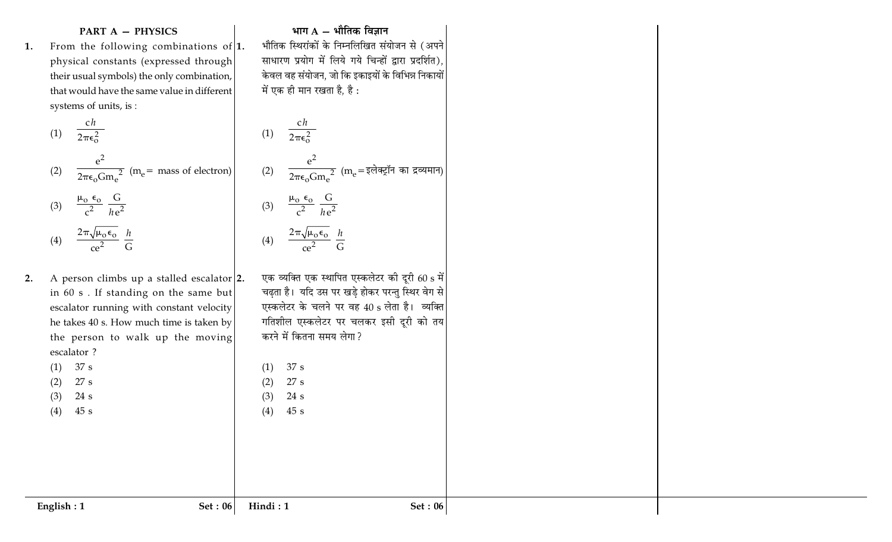## PART A — PHYSICS

**1.** From the following combinations of physical constants (expressed through their usual symbols) the only combination, that would have the same value in different systems of units, is :

(1) $\dfrac{ch}{2\pi\epsilon_o^2}$

(2) $\dfrac{e^2}{2\pi\epsilon_o G m_e^2}$ ($m_e$ = mass of electron)

(3) $\dfrac{\mu_o\,\epsilon_o}{c^2}\,\dfrac{G}{he^2}$

(4) $\dfrac{2\pi\sqrt{\mu_o\epsilon_o}}{ce^2}\,\dfrac{h}{G}$

**2.** A person climbs up a stalled escalator in 60 s . If standing on the same but escalator running with constant velocity he takes 40 s. How much time is taken by the person to walk up the moving escalator ?

(1) 37 s
(2) 27 s
(3) 24 s
(4) 45 s

## भाग A — भौतिक विज्ञान

**1.** भौतिक स्थिरांकों के निम्नलिखित संयोजन से (अपने साधारण प्रयोग में लिये गये चिन्हों द्वारा प्रदर्शित), केवल वह संयोजन, जो कि इकाइयों के विभिन्न निकायों में एक ही मान रखता है, है :

(1) $\dfrac{ch}{2\pi\epsilon_o^2}$

(2) $\dfrac{e^2}{2\pi\epsilon_o G m_e^2}$ ($m_e$ = इलेक्ट्रॉन का द्रव्यमान)

(3) $\dfrac{\mu_o\,\epsilon_o}{c^2}\,\dfrac{G}{he^2}$

(4) $\dfrac{2\pi\sqrt{\mu_o\epsilon_o}}{ce^2}\,\dfrac{h}{G}$

**2.** एक व्यक्ति एक स्थापित एस्कलेटर की दूरी 60 s में चढ़ता है। यदि उस पर खड़े होकर परन्तु स्थिर वेग से एस्कलेटर के चलने पर वह 40 s लेता है। व्यक्ति गतिशील एस्कलेटर पर चलकर इसी दूरी को तय करने में कितना समय लेगा ?

(1) 37 s
(2) 27 s
(3) 24 s
(4) 45 s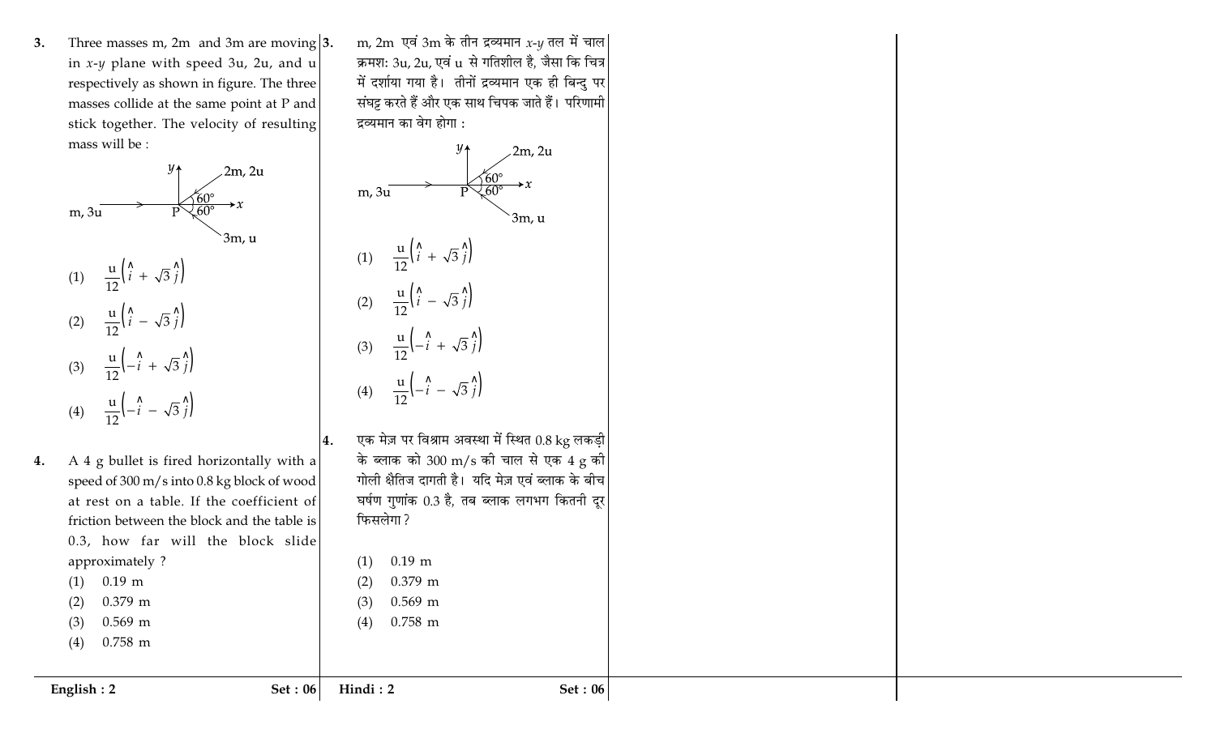3. Three masses m, 2m and 3m are moving in $x$-$y$ plane with speed 3u, 2u, and u respectively as shown in figure. The three masses collide at the same point at P and stick together. The velocity of resulting mass will be :

(1) $\frac{u}{12}\left(\hat{i} + \sqrt{3}\,\hat{j}\right)$

(2) $\frac{u}{12}\left(\hat{i} - \sqrt{3}\,\hat{j}\right)$

(3) $\frac{u}{12}\left(-\hat{i} + \sqrt{3}\,\hat{j}\right)$

(4) $\frac{u}{12}\left(-\hat{i} - \sqrt{3}\,\hat{j}\right)$

4. A 4 g bullet is fired horizontally with a speed of 300 m/s into 0.8 kg block of wood at rest on a table. If the coefficient of friction between the block and the table is 0.3, how far will the block slide approximately ?

(1) 0.19 m
(2) 0.379 m
(3) 0.569 m
(4) 0.758 m

3. m, 2m एवं 3m के तीन द्रव्यमान $x$-$y$ तल में चाल क्रमशः 3u, 2u, एवं u से गतिशील है, जैसा कि चित्र में दर्शाया गया है। तीनों द्रव्यमान एक ही बिन्दु पर संघट्ट करते हैं और एक साथ चिपक जाते हैं। परिणामी द्रव्यमान का वेग होगा :

(1) $\frac{u}{12}\left(\hat{i} + \sqrt{3}\,\hat{j}\right)$

(2) $\frac{u}{12}\left(\hat{i} - \sqrt{3}\,\hat{j}\right)$

(3) $\frac{u}{12}\left(-\hat{i} + \sqrt{3}\,\hat{j}\right)$

(4) $\frac{u}{12}\left(-\hat{i} - \sqrt{3}\,\hat{j}\right)$

4. एक मेज़ पर विश्राम अवस्था में स्थित 0.8 kg लकड़ी के ब्लाक को 300 m/s की चाल से एक 4 g की गोली क्षैतिज दागती है। यदि मेज़ एवं ब्लाक के बीच घर्षण गुणांक 0.3 है, तब ब्लाक लगभग कितनी दूर फिसलेगा ?

(1) 0.19 m
(2) 0.379 m
(3) 0.569 m
(4) 0.758 m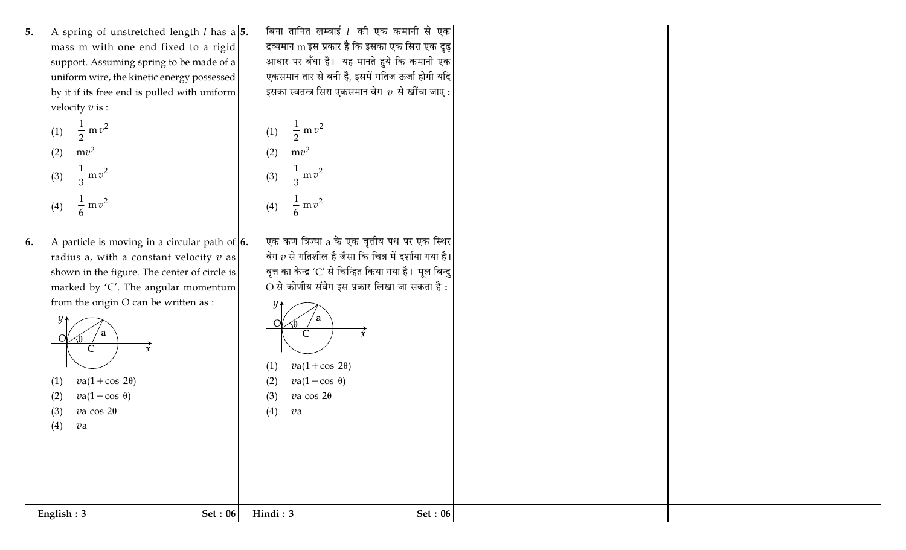5. A spring of unstretched length $l$ has a mass m with one end fixed to a rigid support. Assuming spring to be made of a uniform wire, the kinetic energy possessed by it if its free end is pulled with uniform velocity $v$ is :

(1) $\frac{1}{2}\,\mathrm{m}v^2$

(2) $\mathrm{m}v^2$

(3) $\frac{1}{3}\,\mathrm{m}v^2$

(4) $\frac{1}{6}\,\mathrm{m}v^2$

6. A particle is moving in a circular path of radius a, with a constant velocity $v$ as shown in the figure. The center of circle is marked by 'C'. The angular momentum from the origin O can be written as :

(1) $v\mathrm{a}(1+\cos 2\theta)$

(2) $v\mathrm{a}(1+\cos \theta)$

(3) $v\mathrm{a}\cos 2\theta$

(4) $v\mathrm{a}$

5. बिना तानित लम्बाई $l$ की एक कमानी से एक द्रव्यमान m इस प्रकार है कि इसका एक सिरा एक दृढ़ आधार पर बँधा है। यह मानते हुये कि कमानी एक एकसमान तार से बनी है, इसमें गतिज ऊर्जा होगी यदि इसका स्वतन्त्र सिरा एकसमान वेग $v$ से खींचा जाए :

(1) $\frac{1}{2}\,\mathrm{m}v^2$

(2) $\mathrm{m}v^2$

(3) $\frac{1}{3}\,\mathrm{m}v^2$

(4) $\frac{1}{6}\,\mathrm{m}v^2$

6. एक कण त्रिज्या a के एक वृत्तीय पथ पर एक स्थिर वेग $v$ से गतिशील है जैसा कि चित्र में दर्शाया गया है। वृत्त का केन्द्र 'C' से चिन्हित किया गया है। मूल बिन्दु O से कोणीय संवेग इस प्रकार लिखा जा सकता है :

(1) $v\mathrm{a}(1+\cos 2\theta)$

(2) $v\mathrm{a}(1+\cos \theta)$

(3) $v\mathrm{a}\cos 2\theta$

(4) $v\mathrm{a}$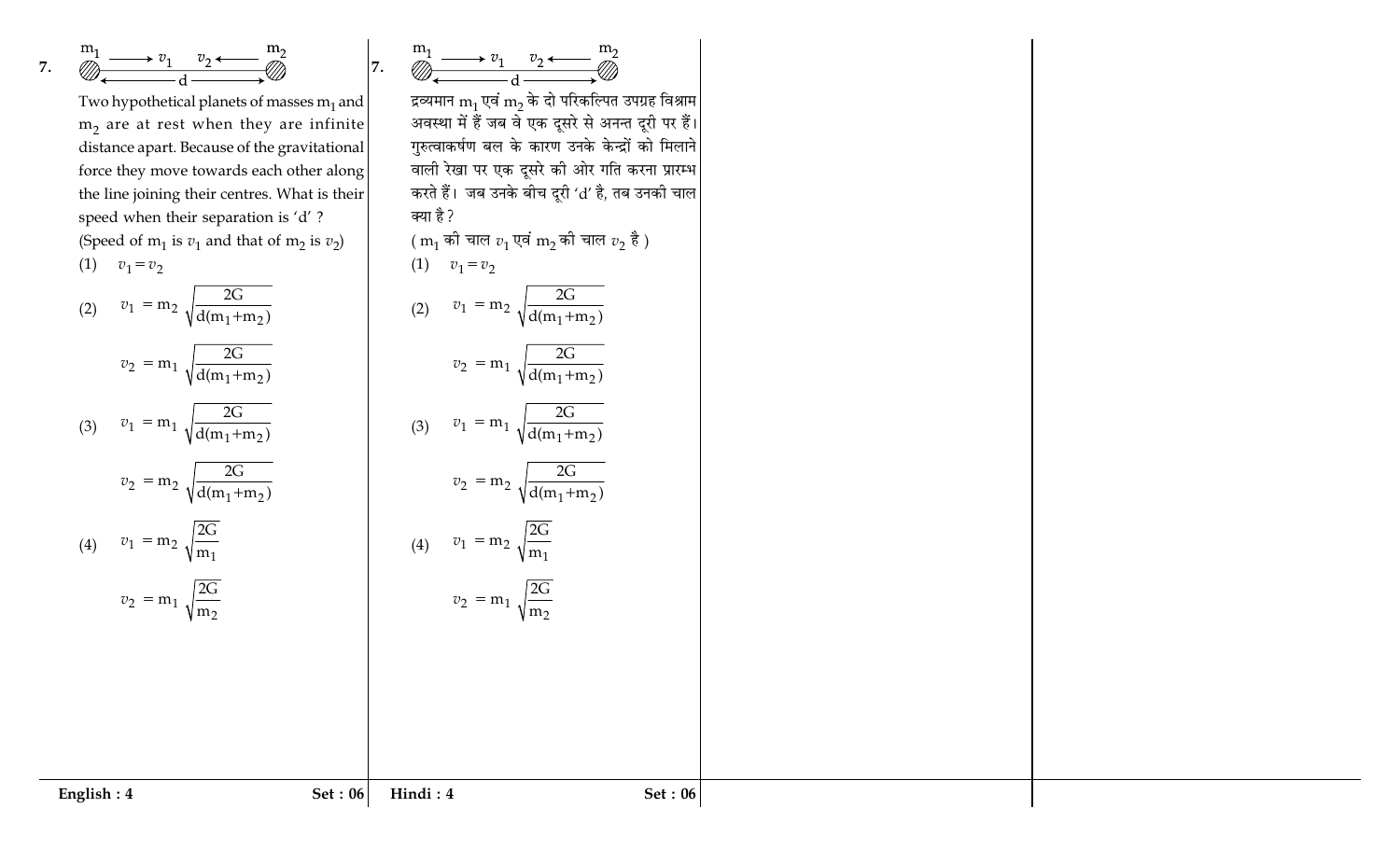7. $m_1 \xrightarrow{\ v_1\ } \quad \xleftarrow{\ v_2\ } m_2$ (separation $d$)

Two hypothetical planets of masses $m_1$ and $m_2$ are at rest when they are infinite distance apart. Because of the gravitational force they move towards each other along the line joining their centres. What is their speed when their separation is 'd' ?
(Speed of $m_1$ is $v_1$ and that of $m_2$ is $v_2$)

(1) $v_1 = v_2$

(2) $v_1 = m_2 \sqrt{\dfrac{2G}{d(m_1+m_2)}}$

$v_2 = m_1 \sqrt{\dfrac{2G}{d(m_1+m_2)}}$

(3) $v_1 = m_1 \sqrt{\dfrac{2G}{d(m_1+m_2)}}$

$v_2 = m_2 \sqrt{\dfrac{2G}{d(m_1+m_2)}}$

(4) $v_1 = m_2 \sqrt{\dfrac{2G}{m_1}}$

$v_2 = m_1 \sqrt{\dfrac{2G}{m_2}}$

7. $m_1 \xrightarrow{\ v_1\ } \quad \xleftarrow{\ v_2\ } m_2$ (दूरी $d$)

द्रव्यमान $m_1$ एवं $m_2$ के दो परिकल्पित उपग्रह विश्राम अवस्था में हैं जब वे एक दूसरे से अनन्त दूरी पर हैं। गुरुत्वाकर्षण बल के कारण उनके केन्द्रों को मिलाने वाली रेखा पर एक दूसरे की ओर गति करना प्रारम्भ करते हैं। जब उनके बीच दूरी 'd' है, तब उनकी चाल क्या है ?
( $m_1$ की चाल $v_1$ एवं $m_2$ की चाल $v_2$ है )

(1) $v_1 = v_2$

(2) $v_1 = m_2 \sqrt{\dfrac{2G}{d(m_1+m_2)}}$

$v_2 = m_1 \sqrt{\dfrac{2G}{d(m_1+m_2)}}$

(3) $v_1 = m_1 \sqrt{\dfrac{2G}{d(m_1+m_2)}}$

$v_2 = m_2 \sqrt{\dfrac{2G}{d(m_1+m_2)}}$

(4) $v_1 = m_2 \sqrt{\dfrac{2G}{m_1}}$

$v_2 = m_1 \sqrt{\dfrac{2G}{m_2}}$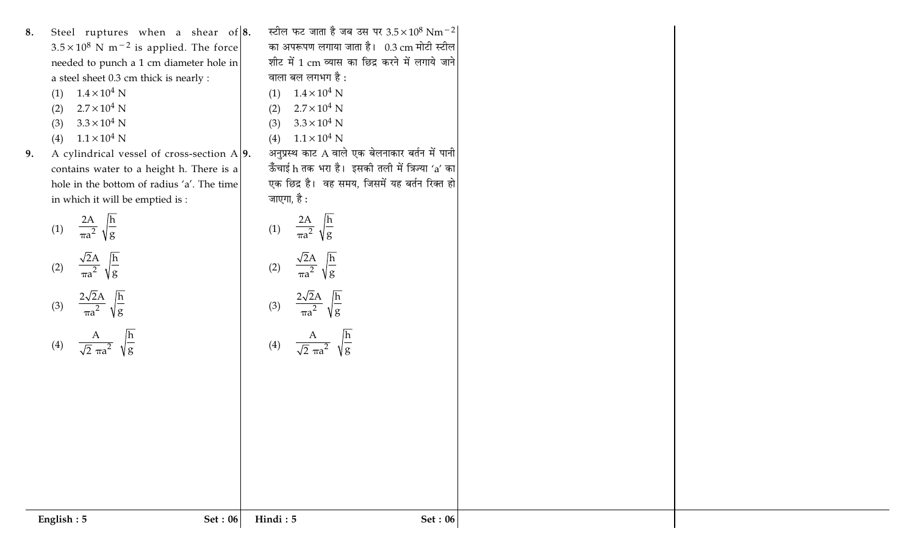8. Steel ruptures when a shear of $3.5 \times 10^8$ N m$^{-2}$ is applied. The force needed to punch a 1 cm diameter hole in a steel sheet 0.3 cm thick is nearly :

(1) $1.4 \times 10^4$ N

(2) $2.7 \times 10^4$ N

(3) $3.3 \times 10^4$ N

(4) $1.1 \times 10^4$ N

9. A cylindrical vessel of cross-section A contains water to a height h. There is a hole in the bottom of radius 'a'. The time in which it will be emptied is :

(1) $\frac{2A}{\pi a^2} \sqrt{\frac{h}{g}}$

(2) $\frac{\sqrt{2}A}{\pi a^2} \sqrt{\frac{h}{g}}$

(3) $\frac{2\sqrt{2}A}{\pi a^2} \sqrt{\frac{h}{g}}$

(4) $\frac{A}{\sqrt{2}\,\pi a^2} \sqrt{\frac{h}{g}}$

8. स्टील फट जाता है जब उस पर $3.5 \times 10^8$ Nm$^{-2}$ का अपरूपण लगाया जाता है। 0.3 cm मोटी स्टील शीट में 1 cm व्यास का छिद्र करने में लगाये जाने वाला बल लगभग है :

(1) $1.4 \times 10^4$ N

(2) $2.7 \times 10^4$ N

(3) $3.3 \times 10^4$ N

(4) $1.1 \times 10^4$ N

9. अनुप्रस्थ काट A वाले एक बेलनाकार बर्तन में पानी ऊँचाई h तक भरा है। इसकी तली में त्रिज्या 'a' का एक छिद्र है। वह समय, जिसमें यह बर्तन रिक्त हो जाएगा, है :

(1) $\frac{2A}{\pi a^2} \sqrt{\frac{h}{g}}$

(2) $\frac{\sqrt{2}A}{\pi a^2} \sqrt{\frac{h}{g}}$

(3) $\frac{2\sqrt{2}A}{\pi a^2} \sqrt{\frac{h}{g}}$

(4) $\frac{A}{\sqrt{2}\,\pi a^2} \sqrt{\frac{h}{g}}$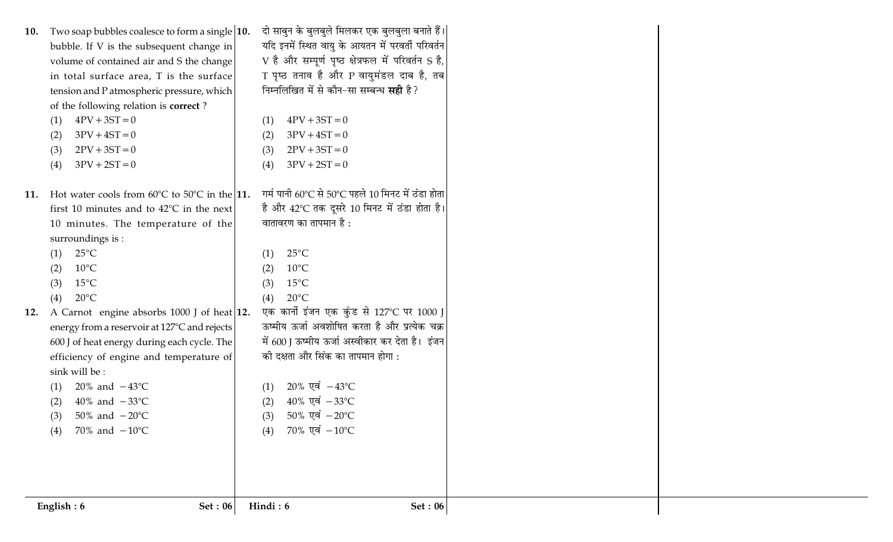10. Two soap bubbles coalesce to form a single bubble. If V is the subsequent change in volume of contained air and S the change in total surface area, T is the surface tension and P atmospheric pressure, which of the following relation is **correct** ?

(1) $4PV + 3ST = 0$
(2) $3PV + 4ST = 0$
(3) $2PV + 3ST = 0$
(4) $3PV + 2ST = 0$

11. Hot water cools from 60°C to 50°C in the first 10 minutes and to 42°C in the next 10 minutes. The temperature of the surroundings is :

(1) 25°C
(2) 10°C
(3) 15°C
(4) 20°C

12. A Carnot engine absorbs 1000 J of heat energy from a reservoir at 127°C and rejects 600 J of heat energy during each cycle. The efficiency of engine and temperature of sink will be :

(1) 20% and −43°C
(2) 40% and −33°C
(3) 50% and −20°C
(4) 70% and −10°C

10. दो साबुन के बुलबुले मिलकर एक बुलबुला बनाते हैं। यदि इनमें स्थित वायु के आयतन में परवर्ती परिवर्तन V है और सम्पूर्ण पृष्ठ क्षेत्रफल में परिवर्तन S है, T पृष्ठ तनाव है और P वायुमंडल दाब है, तब निम्नलिखित में से कौन-सा सम्बन्ध **सही** है?

(1) $4PV + 3ST = 0$
(2) $3PV + 4ST = 0$
(3) $2PV + 3ST = 0$
(4) $3PV + 2ST = 0$

11. गर्म पानी 60°C से 50°C पहले 10 मिनट में ठंडा होता है और 42°C तक दूसरे 10 मिनट में ठंडा होता है। वातावरण का तापमान है :

(1) 25°C
(2) 10°C
(3) 15°C
(4) 20°C

12. एक कार्नो इंजन एक कुंड से 127°C पर 1000 J ऊष्मीय ऊर्जा अवशोषित करता है और प्रत्येक चक्र में 600 J ऊष्मीय ऊर्जा अस्वीकार कर देता है। इंजन की दक्षता और सिंक का तापमान होगा :

(1) 20% एवं −43°C
(2) 40% एवं −33°C
(3) 50% एवं −20°C
(4) 70% एवं −10°C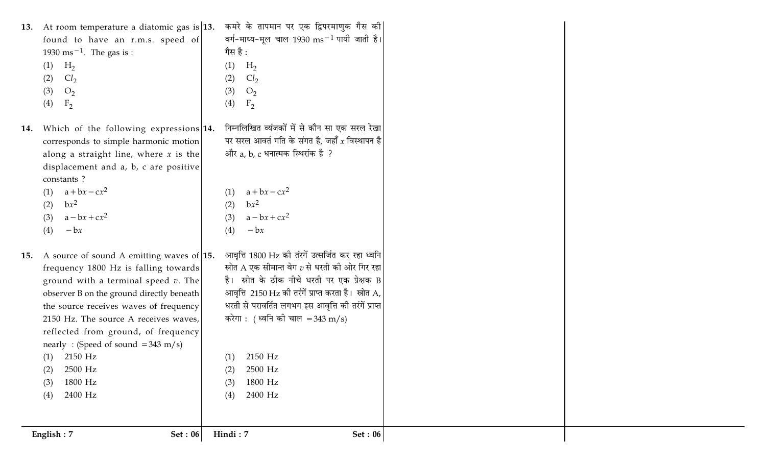13. At room temperature a diatomic gas is found to have an r.m.s. speed of 1930 $ms^{-1}$. The gas is :

(1) $H_2$
(2) $Cl_2$
(3) $O_2$
(4) $F_2$

13. कमरे के तापमान पर एक द्विपरमाणुक गैस की वर्ग-माध्य-मूल चाल 1930 $ms^{-1}$ पायी जाती है। गैस है :

(1) $H_2$
(2) $Cl_2$
(3) $O_2$
(4) $F_2$

14. Which of the following expressions corresponds to simple harmonic motion along a straight line, where $x$ is the displacement and a, b, c are positive constants ?

(1) $a + bx - cx^2$
(2) $bx^2$
(3) $a - bx + cx^2$
(4) $-bx$

14. निम्नलिखित व्यंजकों में से कौन सा एक सरल रेखा पर सरल आवर्त गति के संगत है, जहाँ $x$ विस्थापन है और a, b, c धनात्मक स्थिरांक है ?

(1) $a + bx - cx^2$
(2) $bx^2$
(3) $a - bx + cx^2$
(4) $-bx$

15. A source of sound A emitting waves of frequency 1800 Hz is falling towards ground with a terminal speed $v$. The observer B on the ground directly beneath the source receives waves of frequency 2150 Hz. The source A receives waves, reflected from ground, of frequency nearly : (Speed of sound = 343 m/s)

(1) 2150 Hz
(2) 2500 Hz
(3) 1800 Hz
(4) 2400 Hz

15. आवृत्ति 1800 Hz की तंरगें उत्सर्जित कर रहा ध्वनि स्रोत A एक सीमान्त वेग $v$ से धरती की ओर गिर रहा है। स्रोत के ठीक नीचे धरती पर एक प्रेक्षक B आवृत्ति 2150 Hz की तरंगें प्राप्त करता है। स्रोत A, धरती से परावर्तित लगभग इस आवृत्ति की तरंगें प्राप्त करेगा : (ध्वनि की चाल = 343 m/s)

(1) 2150 Hz
(2) 2500 Hz
(3) 1800 Hz
(4) 2400 Hz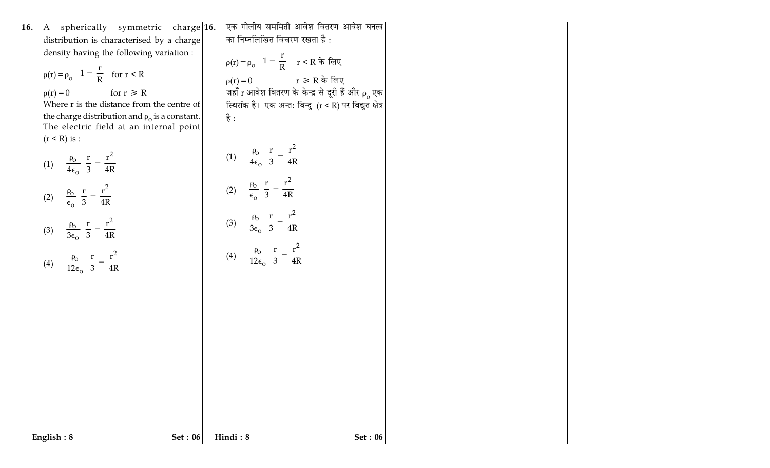16. A spherically symmetric charge distribution is characterised by a charge density having the following variation :

$\rho(r) = \rho_o \left(1 - \frac{r}{R}\right)$ for $r < R$

$\rho(r) = 0$ for $r \geq R$

Where r is the distance from the centre of the charge distribution and $\rho_o$ is a constant. The electric field at an internal point $(r < R)$ is :

(1) $\frac{\rho_o}{4\epsilon_o}\left(\frac{r}{3} - \frac{r^2}{4R}\right)$

(2) $\frac{\rho_o}{\epsilon_o}\left(\frac{r}{3} - \frac{r^2}{4R}\right)$

(3) $\frac{\rho_o}{3\epsilon_o}\left(\frac{r}{3} - \frac{r^2}{4R}\right)$

(4) $\frac{\rho_o}{12\epsilon_o}\left(\frac{r}{3} - \frac{r^2}{4R}\right)$

16. एक गोलीय सममिती आवेश वितरण आवेश घनत्व का निम्नलिखित विचरण रखता है :

$\rho(r) = \rho_o \left(1 - \frac{r}{R}\right)$ $r < R$ के लिए

$\rho(r) = 0$ $r \geq R$ के लिए

जहाँ r आवेश वितरण के केन्द्र से दूरी हैं और $\rho_o$ एक स्थिरांक है। एक अन्त: बिन्दु $(r < R)$ पर विद्युत क्षेत्र है :

(1) $\frac{\rho_o}{4\epsilon_o}\left(\frac{r}{3} - \frac{r^2}{4R}\right)$

(2) $\frac{\rho_o}{\epsilon_o}\left(\frac{r}{3} - \frac{r^2}{4R}\right)$

(3) $\frac{\rho_o}{3\epsilon_o}\left(\frac{r}{3} - \frac{r^2}{4R}\right)$

(4) $\frac{\rho_o}{12\epsilon_o}\left(\frac{r}{3} - \frac{r^2}{4R}\right)$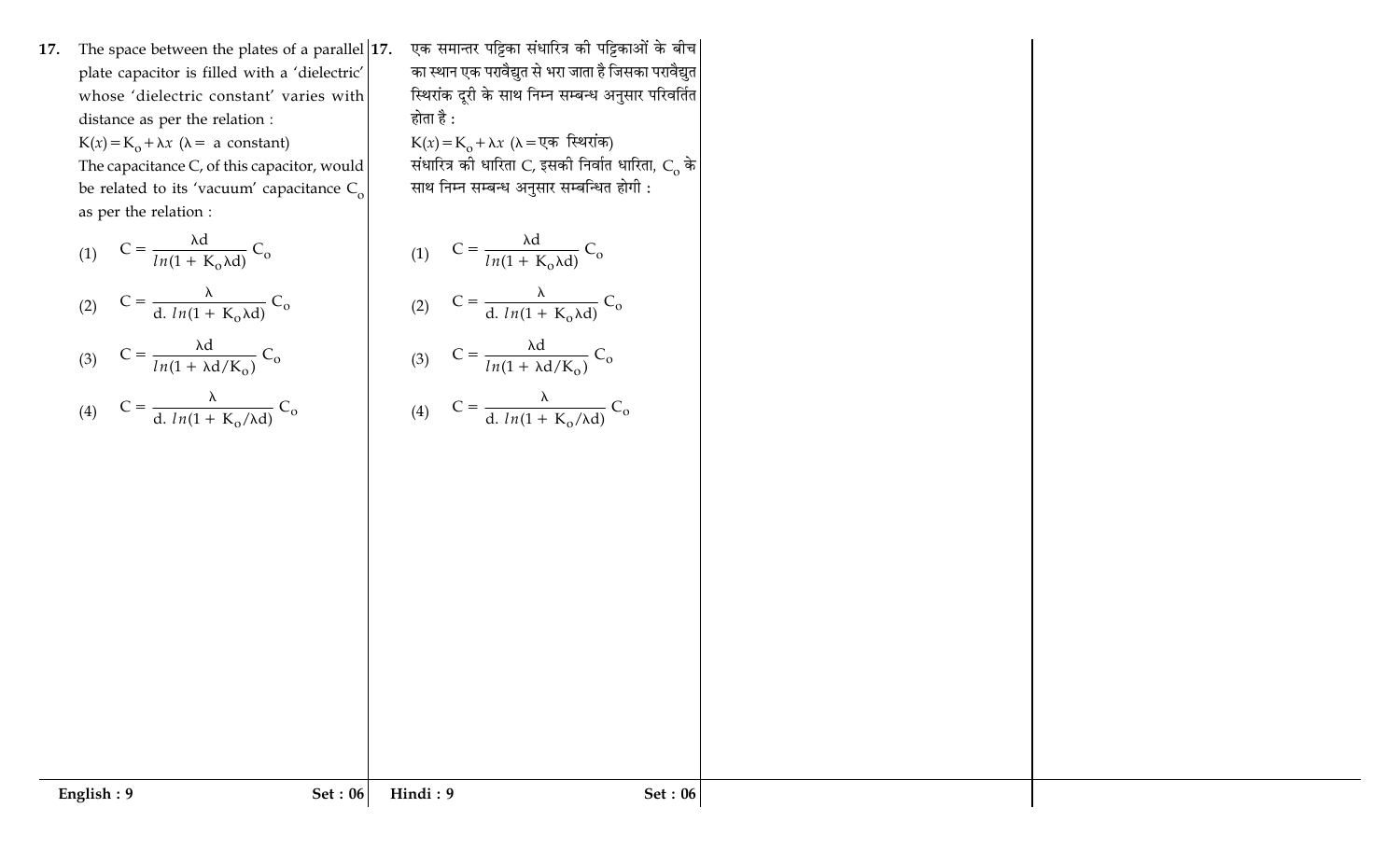**17.** The space between the plates of a parallel plate capacitor is filled with a 'dielectric' whose 'dielectric constant' varies with distance as per the relation :

$K(x) = K_o + \lambda x$ ($\lambda$ = a constant)

The capacitance C, of this capacitor, would be related to its 'vacuum' capacitance $C_o$ as per the relation :

(1) $C = \dfrac{\lambda d}{ln(1 + K_o \lambda d)} C_o$

(2) $C = \dfrac{\lambda}{d.\ ln(1 + K_o \lambda d)} C_o$

(3) $C = \dfrac{\lambda d}{ln(1 + \lambda d/K_o)} C_o$

(4) $C = \dfrac{\lambda}{d.\ ln(1 + K_o/\lambda d)} C_o$

**17.** एक समान्तर पट्टिका संधारित्र की पट्टिकाओं के बीच का स्थान एक परावैद्युत से भरा जाता है जिसका परावैद्युत स्थिरांक दूरी के साथ निम्न सम्बन्ध अनुसार परिवर्तित होता है :

$K(x) = K_o + \lambda x$ ($\lambda$ = एक स्थिरांक)

संधारित्र की धारिता C, इसकी निर्वात धारिता, $C_o$ के साथ निम्न सम्बन्ध अनुसार सम्बन्धित होगी :

(1) $C = \dfrac{\lambda d}{ln(1 + K_o \lambda d)} C_o$

(2) $C = \dfrac{\lambda}{d.\ ln(1 + K_o \lambda d)} C_o$

(3) $C = \dfrac{\lambda d}{ln(1 + \lambda d/K_o)} C_o$

(4) $C = \dfrac{\lambda}{d.\ ln(1 + K_o/\lambda d)} C_o$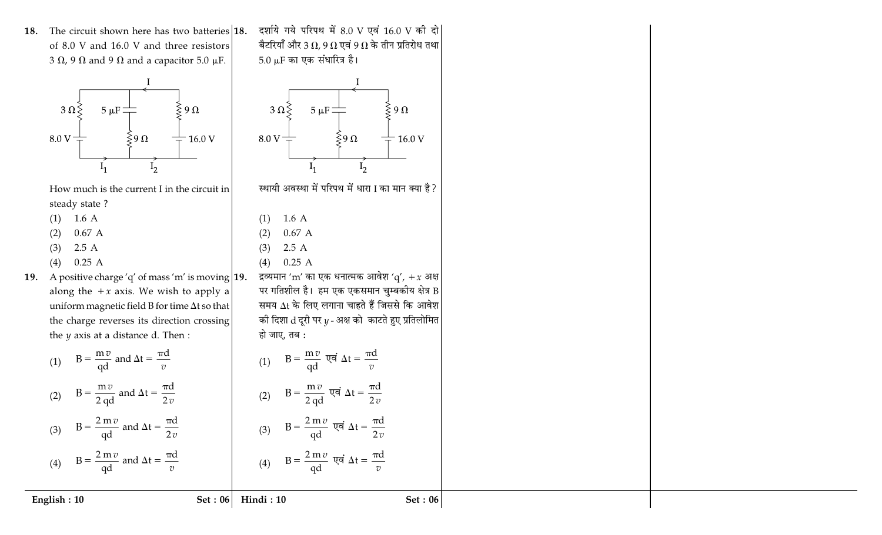**18.** The circuit shown here has two batteries of 8.0 V and 16.0 V and three resistors 3 Ω, 9 Ω and 9 Ω and a capacitor 5.0 μF.

How much is the current I in the circuit in steady state ?

(1) 1.6 A

(2) 0.67 A

(3) 2.5 A

(4) 0.25 A

**19.** A positive charge 'q' of mass 'm' is moving along the $+x$ axis. We wish to apply a uniform magnetic field B for time $\Delta t$ so that the charge reverses its direction crossing the $y$ axis at a distance d. Then :

(1) $B = \frac{mv}{qd}$ and $\Delta t = \frac{\pi d}{v}$

(2) $B = \frac{mv}{2qd}$ and $\Delta t = \frac{\pi d}{2v}$

(3) $B = \frac{2mv}{qd}$ and $\Delta t = \frac{\pi d}{2v}$

(4) $B = \frac{2mv}{qd}$ and $\Delta t = \frac{\pi d}{v}$

**18.** दर्शाये गये परिपथ में 8.0 V एवं 16.0 V की दो बैटरियाँ और 3 Ω, 9 Ω एवं 9 Ω के तीन प्रतिरोध तथा 5.0 μF का एक संधारित्र है।

स्थायी अवस्था में परिपथ में धारा I का मान क्या है ?

(1) 1.6 A

(2) 0.67 A

(3) 2.5 A

(4) 0.25 A

**19.** द्रव्यमान 'm' का एक धनात्मक आवेश 'q', $+x$ अक्ष पर गतिशील है। हम एक एकसमान चुम्बकीय क्षेत्र B समय $\Delta t$ के लिए लगाना चाहते हैं जिससे कि आवेश की दिशा d दूरी पर $y$ - अक्ष को काटते हुए प्रतिलोमित हो जाए, तब :

(1) $B = \frac{mv}{qd}$ एवं $\Delta t = \frac{\pi d}{v}$

(2) $B = \frac{mv}{2qd}$ एवं $\Delta t = \frac{\pi d}{2v}$

(3) $B = \frac{2mv}{qd}$ एवं $\Delta t = \frac{\pi d}{2v}$

(4) $B = \frac{2mv}{qd}$ एवं $\Delta t = \frac{\pi d}{v}$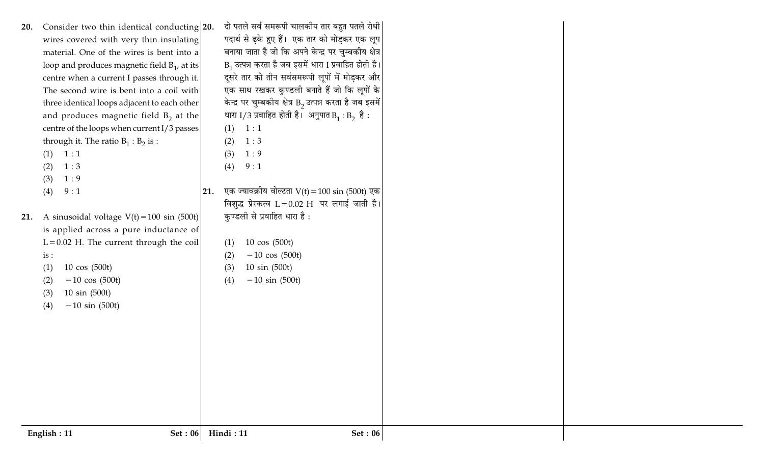20. Consider two thin identical conducting wires covered with very thin insulating material. One of the wires is bent into a loop and produces magnetic field $B_1$, at its centre when a current I passes through it. The second wire is bent into a coil with three identical loops adjacent to each other and produces magnetic field $B_2$ at the centre of the loops when current I/3 passes through it. The ratio $B_1 : B_2$ is :

(1) 1 : 1
(2) 1 : 3
(3) 1 : 9
(4) 9 : 1

21. A sinusoidal voltage $V(t) = 100 \sin (500t)$ is applied across a pure inductance of $L = 0.02$ H. The current through the coil is :

(1) $10 \cos (500t)$
(2) $-10 \cos (500t)$
(3) $10 \sin (500t)$
(4) $-10 \sin (500t)$

20. दो पतले सर्व समरूपी चालकीय तार बहुत पतले रोधी पदार्थ से ढ़के हुए हैं। एक तार को मोड़कर एक लूप बनाया जाता है जो कि अपने केन्द्र पर चुम्बकीय क्षेत्र $B_1$ उत्पन्न करता है जब इसमें धारा I प्रवाहित होती है। दूसरे तार को तीन सर्वसमरूपी लूपों में मोड़कर और एक साथ रखकर कुण्डली बनाते हैं जो कि लूपों के केन्द्र पर चुम्बकीय क्षेत्र $B_2$ उत्पन्न करता है जब इसमें धारा I/3 प्रवाहित होती है। अनुपात $B_1 : B_2$ है :

(1) 1 : 1
(2) 1 : 3
(3) 1 : 9
(4) 9 : 1

21. एक ज्यावक्रीय वोल्टता $V(t) = 100 \sin (500t)$ एक विशुद्ध प्रेरकत्व $L = 0.02$ H पर लगाई जाती है। कुण्डली से प्रवाहित धारा है :

(1) $10 \cos (500t)$
(2) $-10 \cos (500t)$
(3) $10 \sin (500t)$
(4) $-10 \sin (500t)$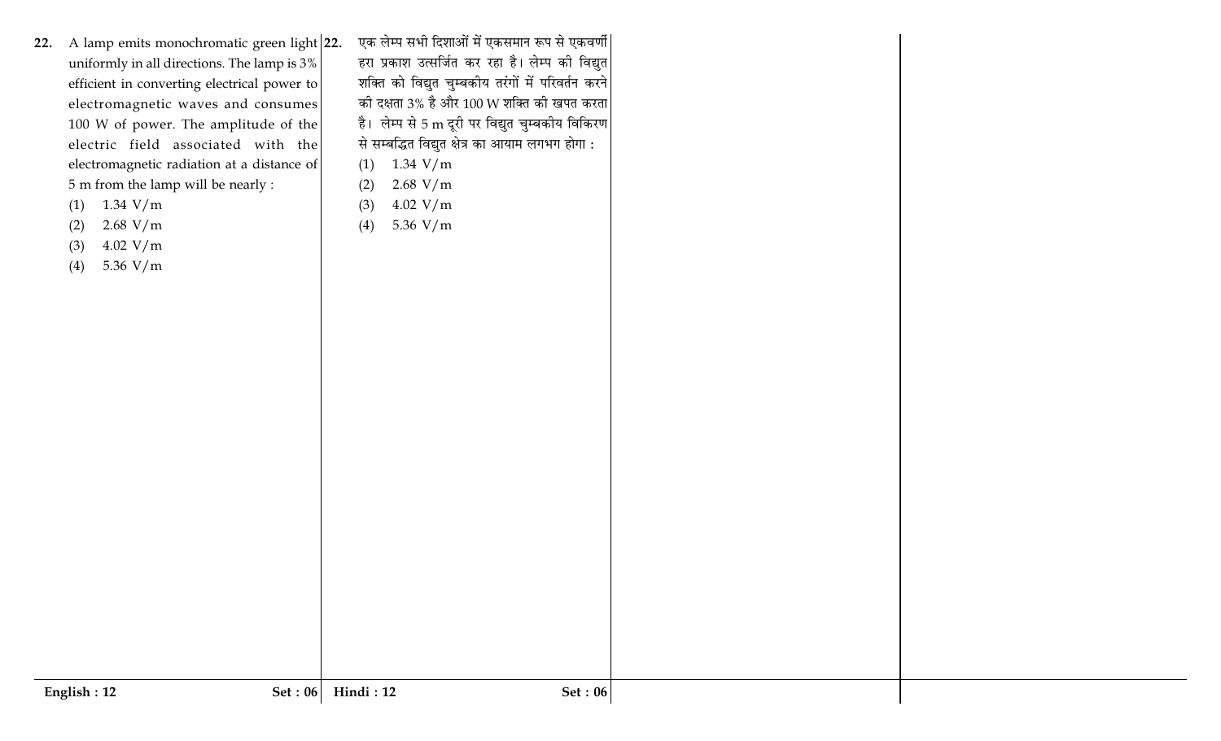22. A lamp emits monochromatic green light uniformly in all directions. The lamp is 3% efficient in converting electrical power to electromagnetic waves and consumes 100 W of power. The amplitude of the electric field associated with the electromagnetic radiation at a distance of 5 m from the lamp will be nearly :

(1) 1.34 V/m
(2) 2.68 V/m
(3) 4.02 V/m
(4) 5.36 V/m

22. एक लेम्प सभी दिशाओं में एकसमान रूप से एकवर्णी हरा प्रकाश उत्सर्जित कर रहा है। लेम्प की विद्युत शक्ति को विद्युत चुम्बकीय तरंगों में परिवर्तन करने की दक्षता 3% है और 100 W शक्ति की खपत करता है। लेम्प से 5 m दूरी पर विद्युत चुम्बकीय विकिरण से सम्बद्धित विद्युत क्षेत्र का आयाम लगभग होगा :

(1) 1.34 V/m
(2) 2.68 V/m
(3) 4.02 V/m
(4) 5.36 V/m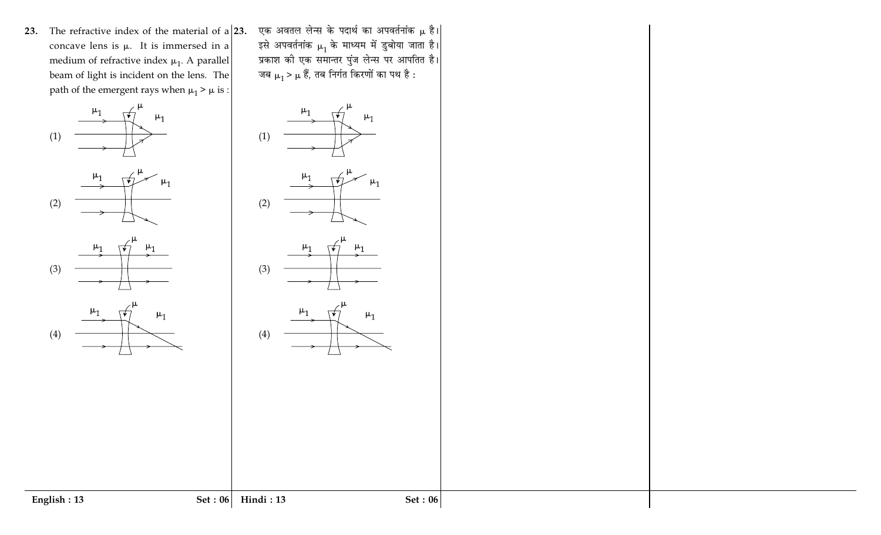**23.** The refractive index of the material of a concave lens is $\mu$. It is immersed in a medium of refractive index $\mu_1$. A parallel beam of light is incident on the lens. The path of the emergent rays when $\mu_1 > \mu$ is :

(1)

(2)

(3)

(4)

**23.** एक अवतल लेन्स के पदार्थ का अपवर्तनांक $\mu$ है। इसे अपवर्तनांक $\mu_1$ के माध्यम में डुबोया जाता है। प्रकाश की एक समान्तर पुंज लेन्स पर आपतित है। जब $\mu_1 > \mu$ हैं, तब निर्गत किरणों का पथ है :

(1)

(2)

(3)

(4)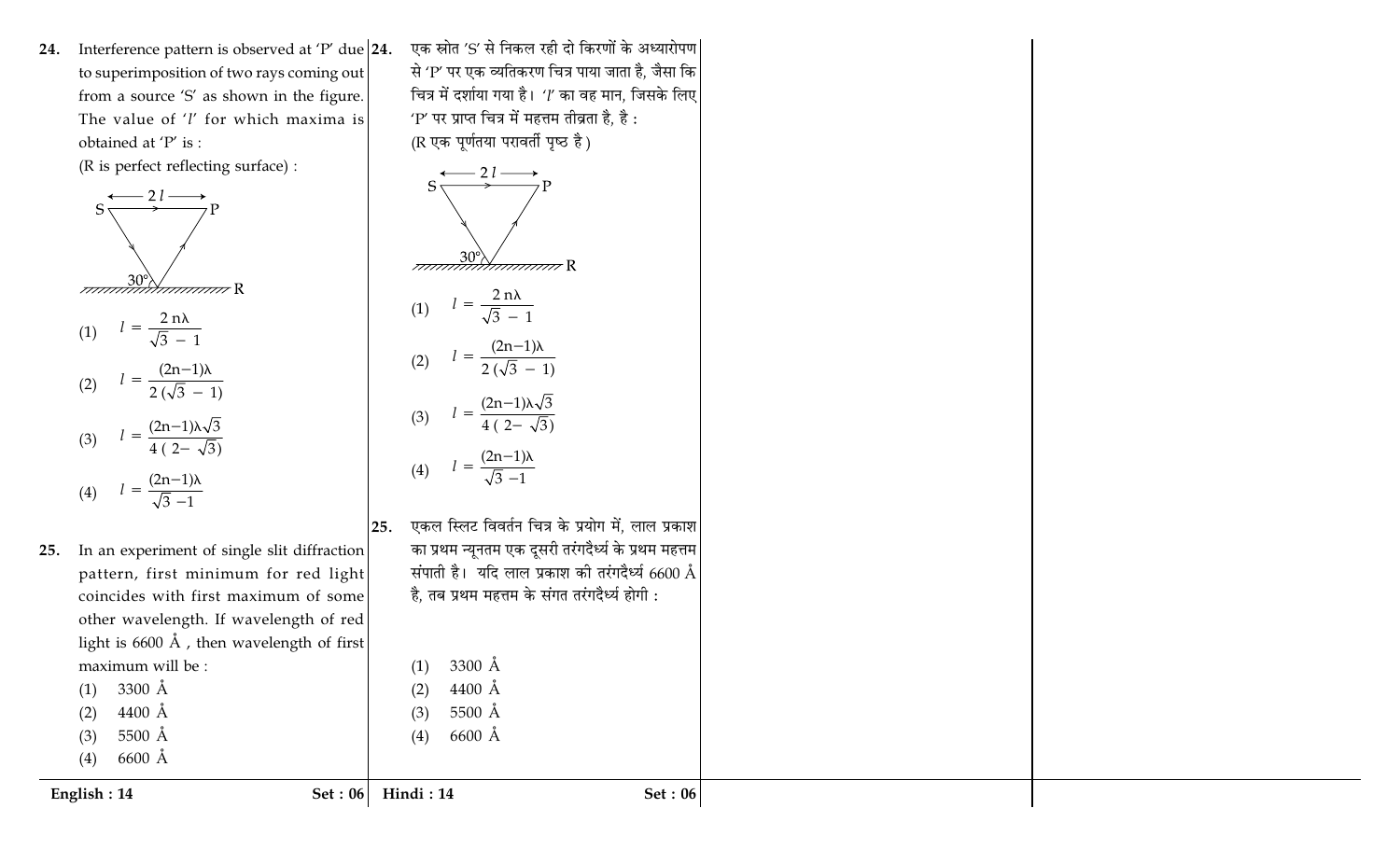24. Interference pattern is observed at 'P' due to superimposition of two rays coming out from a source 'S' as shown in the figure. The value of '$l$' for which maxima is obtained at 'P' is :

(R is perfect reflecting surface) :

(1) $l = \dfrac{2n\lambda}{\sqrt{3}-1}$

(2) $l = \dfrac{(2n-1)\lambda}{2(\sqrt{3}-1)}$

(3) $l = \dfrac{(2n-1)\lambda\sqrt{3}}{4(2-\sqrt{3})}$

(4) $l = \dfrac{(2n-1)\lambda}{\sqrt{3}-1}$

24. एक स्रोत 'S' से निकल रही दो किरणों के अध्यारोपण से 'P' पर एक व्यतिकरण चित्र पाया जाता है, जैसा कि चित्र में दर्शाया गया है। '$l$' का वह मान, जिसके लिए 'P' पर प्राप्त चित्र में महत्तम तीव्रता है, है :

(R एक पूर्णतया परावर्ती पृष्ठ है)

(1) $l = \dfrac{2n\lambda}{\sqrt{3}-1}$

(2) $l = \dfrac{(2n-1)\lambda}{2(\sqrt{3}-1)}$

(3) $l = \dfrac{(2n-1)\lambda\sqrt{3}}{4(2-\sqrt{3})}$

(4) $l = \dfrac{(2n-1)\lambda}{\sqrt{3}-1}$

25. In an experiment of single slit diffraction pattern, first minimum for red light coincides with first maximum of some other wavelength. If wavelength of red light is 6600 Å , then wavelength of first maximum will be :

(1) 3300 Å
(2) 4400 Å
(3) 5500 Å
(4) 6600 Å

25. एकल स्लिट विवर्तन चित्र के प्रयोग में, लाल प्रकाश का प्रथम न्यूनतम एक दूसरी तरंगदैर्ध्य के प्रथम महत्तम संपाती है। यदि लाल प्रकाश की तरंगदैर्ध्य 6600 Å है, तब प्रथम महत्तम के संगत तरंगदैर्ध्य होगी :

(1) 3300 Å
(2) 4400 Å
(3) 5500 Å
(4) 6600 Å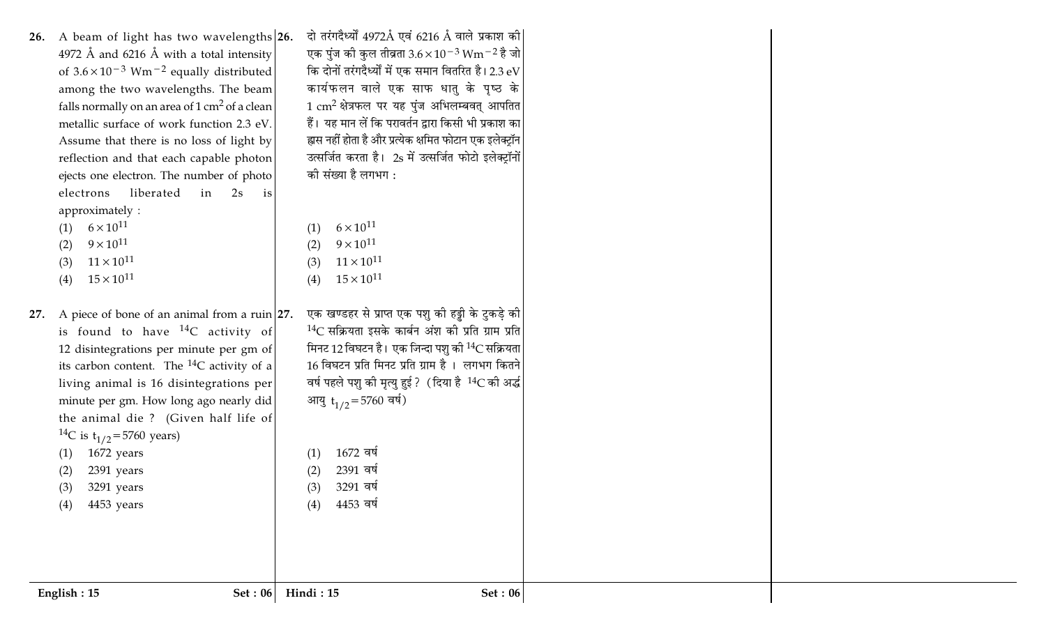26. A beam of light has two wavelengths 4972 Å and 6216 Å with a total intensity of $3.6 \times 10^{-3}$ Wm$^{-2}$ equally distributed among the two wavelengths. The beam falls normally on an area of 1 cm$^2$ of a clean metallic surface of work function 2.3 eV. Assume that there is no loss of light by reflection and that each capable photon ejects one electron. The number of photo electrons liberated in 2s is approximately :

(1) $6 \times 10^{11}$
(2) $9 \times 10^{11}$
(3) $11 \times 10^{11}$
(4) $15 \times 10^{11}$

27. A piece of bone of an animal from a ruin is found to have $^{14}$C activity of 12 disintegrations per minute per gm of its carbon content. The $^{14}$C activity of a living animal is 16 disintegrations per minute per gm. How long ago nearly did the animal die ? (Given half life of $^{14}$C is $t_{1/2} = 5760$ years)

(1) 1672 years
(2) 2391 years
(3) 3291 years
(4) 4453 years

26. दो तरंगदैर्ध्यों 4972Å एवं 6216 Å वाले प्रकाश की एक पुंज की कुल तीव्रता $3.6 \times 10^{-3}$ Wm$^{-2}$ है जो कि दोनों तरंगदैर्ध्यों में एक समान वितरित है। 2.3 eV कार्यफलन वाले एक साफ धातु के पृष्ठ के 1 cm$^2$ क्षेत्रफल पर यह पुंज अभिलम्बवत् आपतित हैं। यह मान लें कि परावर्तन द्वारा किसी भी प्रकाश का ह्रास नहीं होता है और प्रत्येक क्षमित फोटान एक इलेक्ट्रॉन उत्सर्जित करता है। 2s में उत्सर्जित फोटो इलेक्ट्रॉनों की संख्या है लगभग :

(1) $6 \times 10^{11}$
(2) $9 \times 10^{11}$
(3) $11 \times 10^{11}$
(4) $15 \times 10^{11}$

27. एक खण्डहर से प्राप्त एक पशु की हड्डी के टुकड़े की $^{14}$C सक्रियता इसके कार्बन अंश की प्रति ग्राम प्रति मिनट 12 विघटन है। एक जिन्दा पशु की $^{14}$C सक्रियता 16 विघटन प्रति मिनट प्रति ग्राम है । लगभग कितने वर्ष पहले पशु की मृत्यु हुई? (दिया है $^{14}$C की अर्द्ध आयु $t_{1/2} = 5760$ वर्ष)

(1) 1672 वर्ष
(2) 2391 वर्ष
(3) 3291 वर्ष
(4) 4453 वर्ष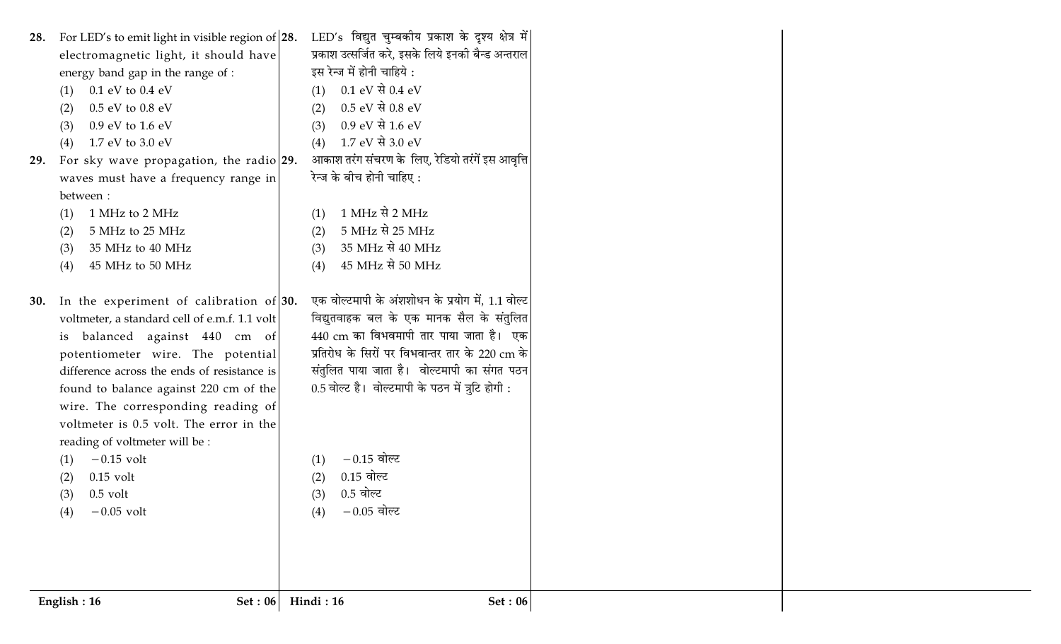28. For LED's to emit light in visible region of electromagnetic light, it should have energy band gap in the range of :
   (1) 0.1 eV to 0.4 eV
   (2) 0.5 eV to 0.8 eV
   (3) 0.9 eV to 1.6 eV
   (4) 1.7 eV to 3.0 eV

29. For sky wave propagation, the radio waves must have a frequency range in between :
   (1) 1 MHz to 2 MHz
   (2) 5 MHz to 25 MHz
   (3) 35 MHz to 40 MHz
   (4) 45 MHz to 50 MHz

30. In the experiment of calibration of voltmeter, a standard cell of e.m.f. 1.1 volt is balanced against 440 cm of potentiometer wire. The potential difference across the ends of resistance is found to balance against 220 cm of the wire. The corresponding reading of voltmeter is 0.5 volt. The error in the reading of voltmeter will be :
   (1) $-0.15$ volt
   (2) 0.15 volt
   (3) 0.5 volt
   (4) $-0.05$ volt

28. LED's विद्युत चुम्बकीय प्रकाश के दृश्य क्षेत्र में प्रकाश उत्सर्जित करे, इसके लिये इनकी बैन्ड अन्तराल इस रेन्ज में होनी चाहिये :
   (1) 0.1 eV से 0.4 eV
   (2) 0.5 eV से 0.8 eV
   (3) 0.9 eV से 1.6 eV
   (4) 1.7 eV से 3.0 eV

29. आकाश तरंग संचरण के लिए, रेडियो तरंगें इस आवृत्ति रेन्ज के बीच होनी चाहिए :
   (1) 1 MHz से 2 MHz
   (2) 5 MHz से 25 MHz
   (3) 35 MHz से 40 MHz
   (4) 45 MHz से 50 MHz

30. एक वोल्टमापी के अंशशोधन के प्रयोग में, 1.1 वोल्ट विद्युतवाहक बल के एक मानक सैल के संतुलित 440 cm का विभवमापी तार पाया जाता है। एक प्रतिरोध के सिरों पर विभवान्तर तार के 220 cm के संतुलित पाया जाता है। वोल्टमापी का संगत पठन 0.5 वोल्ट है। वोल्टमापी के पठन में त्रुटि होगी :
   (1) $-0.15$ वोल्ट
   (2) 0.15 वोल्ट
   (3) 0.5 वोल्ट
   (4) $-0.05$ वोल्ट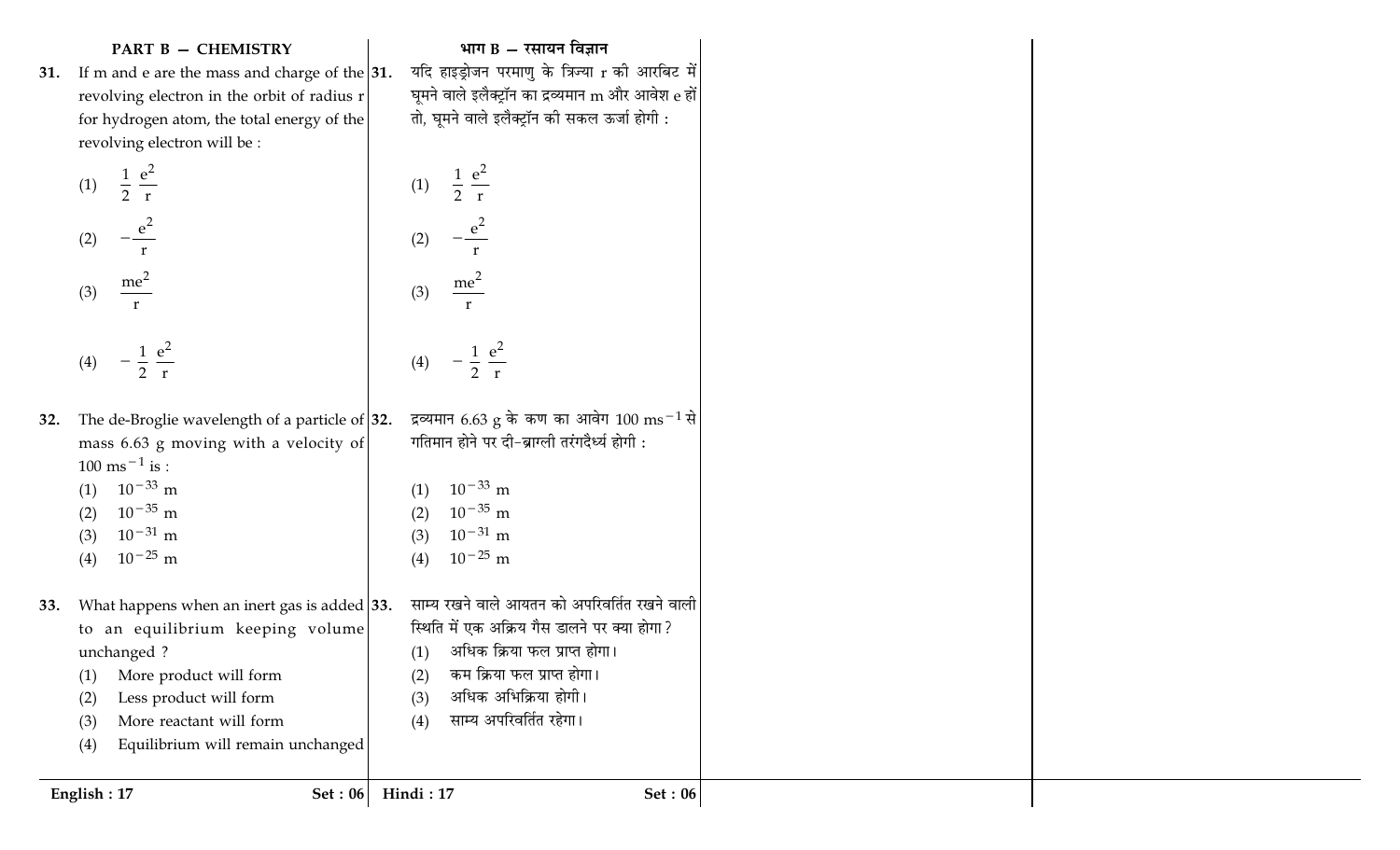## PART B — CHEMISTRY

**31.** If m and e are the mass and charge of the revolving electron in the orbit of radius r for hydrogen atom, the total energy of the revolving electron will be :

(1) $\frac{1}{2}\frac{e^2}{r}$

(2) $-\frac{e^2}{r}$

(3) $\frac{me^2}{r}$

(4) $-\frac{1}{2}\frac{e^2}{r}$

**32.** The de-Broglie wavelength of a particle of mass 6.63 g moving with a velocity of $100\ ms^{-1}$ is :

(1) $10^{-33}$ m

(2) $10^{-35}$ m

(3) $10^{-31}$ m

(4) $10^{-25}$ m

**33.** What happens when an inert gas is added to an equilibrium keeping volume unchanged ?

(1) More product will form

(2) Less product will form

(3) More reactant will form

(4) Equilibrium will remain unchanged

## भाग B — रसायन विज्ञान

**31.** यदि हाइड्रोजन परमाणु के त्रिज्या r की आरबिट में घूमने वाले इलैक्ट्रॉन का द्रव्यमान m और आवेश e हों तो, घूमने वाले इलैक्ट्रॉन की सकल ऊर्जा होगी :

(1) $\frac{1}{2}\frac{e^2}{r}$

(2) $-\frac{e^2}{r}$

(3) $\frac{me^2}{r}$

(4) $-\frac{1}{2}\frac{e^2}{r}$

**32.** द्रव्यमान 6.63 g के कण का आवेग $100\ ms^{-1}$ से गतिमान होने पर दी-ब्राग्ली तरंगदैर्ध्य होगी :

(1) $10^{-33}$ m

(2) $10^{-35}$ m

(3) $10^{-31}$ m

(4) $10^{-25}$ m

**33.** साम्य रखने वाले आयतन को अपरिवर्तित रखने वाली स्थिति में एक अक्रिय गैस डालने पर क्या होगा ?

(1) अधिक क्रिया फल प्राप्त होगा।

(2) कम क्रिया फल प्राप्त होगा।

(3) अधिक अभिक्रिया होगी।

(4) साम्य अपरिवर्तित रहेगा।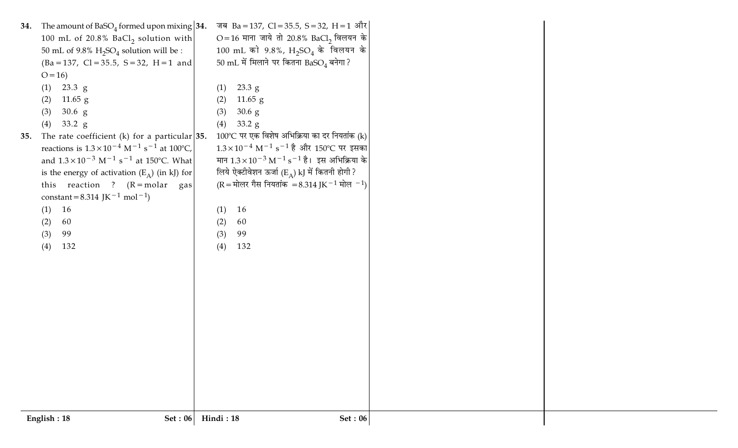34. The amount of $BaSO_4$ formed upon mixing 100 mL of 20.8% $BaCl_2$ solution with 50 mL of 9.8% $H_2SO_4$ solution will be :
(Ba = 137, Cl = 35.5, S = 32, H = 1 and O = 16)
(1) 23.3 g
(2) 11.65 g
(3) 30.6 g
(4) 33.2 g

35. The rate coefficient (k) for a particular reactions is $1.3 \times 10^{-4}$ $M^{-1}$ $s^{-1}$ at 100°C, and $1.3 \times 10^{-3}$ $M^{-1}$ $s^{-1}$ at 150°C. What is the energy of activation ($E_A$) (in kJ) for this reaction ? (R = molar gas constant = 8.314 $JK^{-1}$ $mol^{-1}$)
(1) 16
(2) 60
(3) 99
(4) 132

34. जब Ba = 137, Cl = 35.5, S = 32, H = 1 और O = 16 माना जाये तो 20.8% $BaCl_2$ विलयन के 100 mL को 9.8%, $H_2SO_4$ के विलयन के 50 mL में मिलाने पर कितना $BaSO_4$ बनेगा ?
(1) 23.3 g
(2) 11.65 g
(3) 30.6 g
(4) 33.2 g

35. 100°C पर एक विशेष अभिक्रिया का दर नियतांक (k) $1.3 \times 10^{-4}$ $M^{-1}$ $s^{-1}$ है और 150°C पर इसका मान $1.3 \times 10^{-3}$ $M^{-1}$ $s^{-1}$ है। इस अभिक्रिया के लिये ऐक्टीवेशन ऊर्जा ($E_A$) kJ में कितनी होगी ? (R = मोलर गैस नियतांक = 8.314 $JK^{-1}$ मोल $^{-1}$)
(1) 16
(2) 60
(3) 99
(4) 132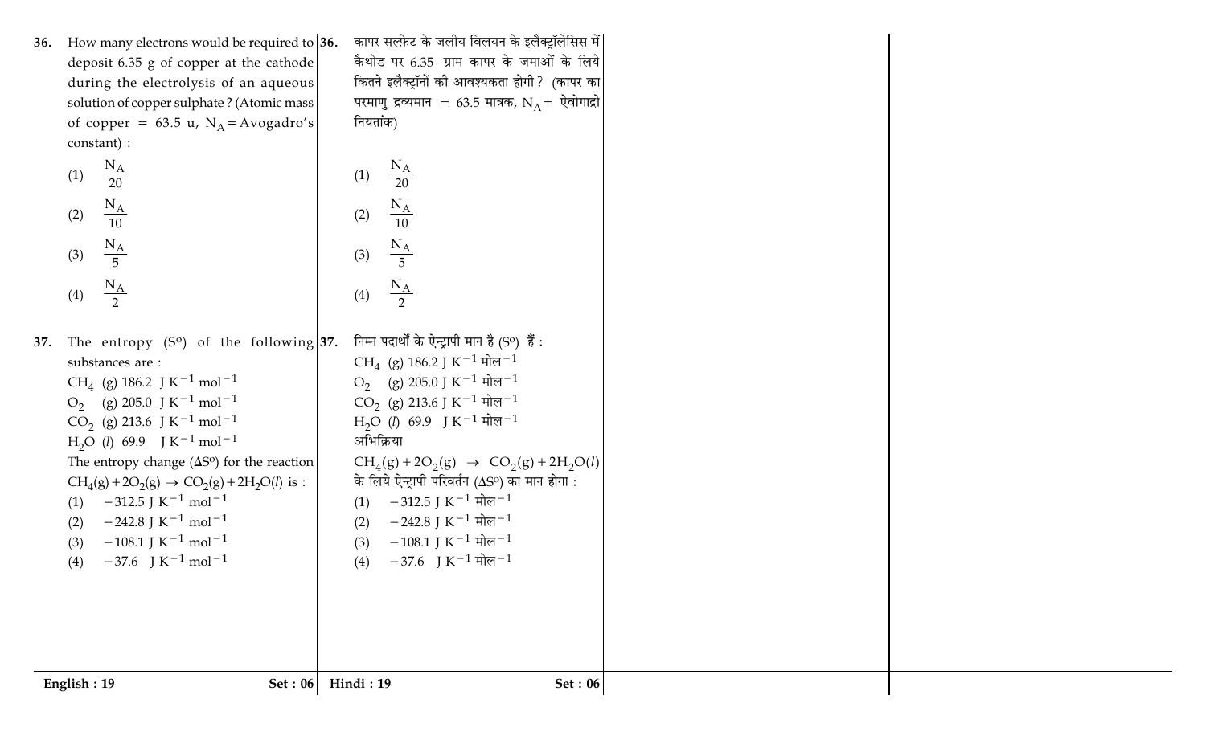36. How many electrons would be required to deposit 6.35 g of copper at the cathode during the electrolysis of an aqueous solution of copper sulphate ? (Atomic mass of copper = 63.5 u, $N_A$ = Avogadro's constant) :

(1) $\frac{N_A}{20}$

(2) $\frac{N_A}{10}$

(3) $\frac{N_A}{5}$

(4) $\frac{N_A}{2}$

37. The entropy ($S^o$) of the following substances are :

$CH_4$ (g) 186.2 J $K^{-1}$ $mol^{-1}$

$O_2$ (g) 205.0 J $K^{-1}$ $mol^{-1}$

$CO_2$ (g) 213.6 J $K^{-1}$ $mol^{-1}$

$H_2O$ (*l*) 69.9 J $K^{-1}$ $mol^{-1}$

The entropy change ($\Delta S^o$) for the reaction $CH_4(g) + 2O_2(g) \rightarrow CO_2(g) + 2H_2O(l)$ is :

(1) $-312.5$ J $K^{-1}$ $mol^{-1}$

(2) $-242.8$ J $K^{-1}$ $mol^{-1}$

(3) $-108.1$ J $K^{-1}$ $mol^{-1}$

(4) $-37.6$ J $K^{-1}$ $mol^{-1}$

36. कापर सल्फ़ेट के जलीय विलयन के इलैक्ट्रॉलेसिस में कैथोड पर 6.35 ग्राम कापर के जमाओं के लिये कितने इलैक्ट्रॉनों की आवश्यकता होगी ? (कापर का परमाणु द्रव्यमान = 63.5 मात्रक, $N_A$ = ऐवोगाद्रो नियतांक)

(1) $\frac{N_A}{20}$

(2) $\frac{N_A}{10}$

(3) $\frac{N_A}{5}$

(4) $\frac{N_A}{2}$

37. निम्न पदार्थों के ऐन्ट्रापी मान है ($S^o$) हैं :

$CH_4$ (g) 186.2 J $K^{-1}$ मोल$^{-1}$

$O_2$ (g) 205.0 J $K^{-1}$ मोल$^{-1}$

$CO_2$ (g) 213.6 J $K^{-1}$ मोल$^{-1}$

$H_2O$ (*l*) 69.9 J $K^{-1}$ मोल$^{-1}$

अभिक्रिया

$CH_4(g) + 2O_2(g) \rightarrow CO_2(g) + 2H_2O(l)$ के लिये ऐन्ट्रापी परिवर्तन ($\Delta S^o$) का मान होगा :

(1) $-312.5$ J $K^{-1}$ मोल$^{-1}$

(2) $-242.8$ J $K^{-1}$ मोल$^{-1}$

(3) $-108.1$ J $K^{-1}$ मोल$^{-1}$

(4) $-37.6$ J $K^{-1}$ मोल$^{-1}$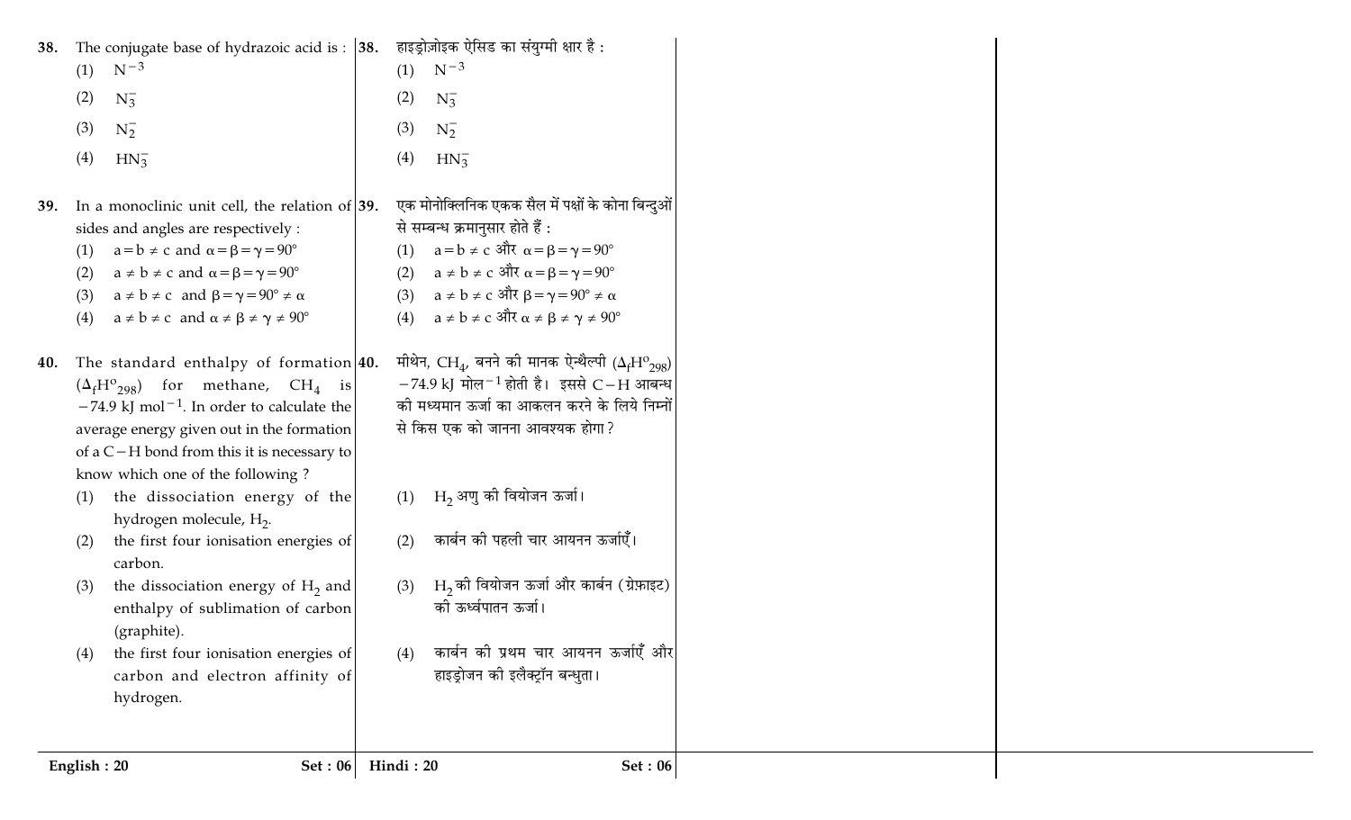38. The conjugate base of hydrazoic acid is :

(1) $N^{-3}$

(2) $N_3^-$

(3) $N_2^-$

(4) $HN_3^-$

38. हाइड्रोज़ोइक ऐसिड का संयुग्मी क्षार है :

(1) $N^{-3}$

(2) $N_3^-$

(3) $N_2^-$

(4) $HN_3^-$

39. In a monoclinic unit cell, the relation of sides and angles are respectively :

(1) $a = b \neq c$ and $\alpha = \beta = \gamma = 90°$

(2) $a \neq b \neq c$ and $\alpha = \beta = \gamma = 90°$

(3) $a \neq b \neq c$ and $\beta = \gamma = 90° \neq \alpha$

(4) $a \neq b \neq c$ and $\alpha \neq \beta \neq \gamma \neq 90°$

39. एक मोनोक्लिनिक एकक सैल में पक्षों के कोना बिन्दुओं से सम्बन्ध क्रमानुसार होते हैं :

(1) $a = b \neq c$ और $\alpha = \beta = \gamma = 90°$

(2) $a \neq b \neq c$ और $\alpha = \beta = \gamma = 90°$

(3) $a \neq b \neq c$ और $\beta = \gamma = 90° \neq \alpha$

(4) $a \neq b \neq c$ और $\alpha \neq \beta \neq \gamma \neq 90°$

40. The standard enthalpy of formation ($\Delta_f H^o_{298}$) for methane, $CH_4$ is $-74.9$ kJ mol$^{-1}$. In order to calculate the average energy given out in the formation of a C$-$H bond from this it is necessary to know which one of the following ?

(1) the dissociation energy of the hydrogen molecule, $H_2$.

(2) the first four ionisation energies of carbon.

(3) the dissociation energy of $H_2$ and enthalpy of sublimation of carbon (graphite).

(4) the first four ionisation energies of carbon and electron affinity of hydrogen.

40. मीथेन, $CH_4$, बनने की मानक ऐन्थैल्पी ($\Delta_f H^o_{298}$) $-74.9$ kJ मोल$^{-1}$ होती है। इससे C$-$H आबन्ध की मध्यमान ऊर्जा का आकलन करने के लिये निम्नों से किस एक को जानना आवश्यक होगा ?

(1) $H_2$ अणु की वियोजन ऊर्जा।

(2) कार्बन की पहली चार आयनन ऊर्जाएँ।

(3) $H_2$ की वियोजन ऊर्जा और कार्बन (ग्रेफ़ाइट) की ऊर्ध्वपातन ऊर्जा।

(4) कार्बन की प्रथम चार आयनन ऊर्जाएँ और हाइड्रोजन की इलैक्ट्रॉन बन्धुता।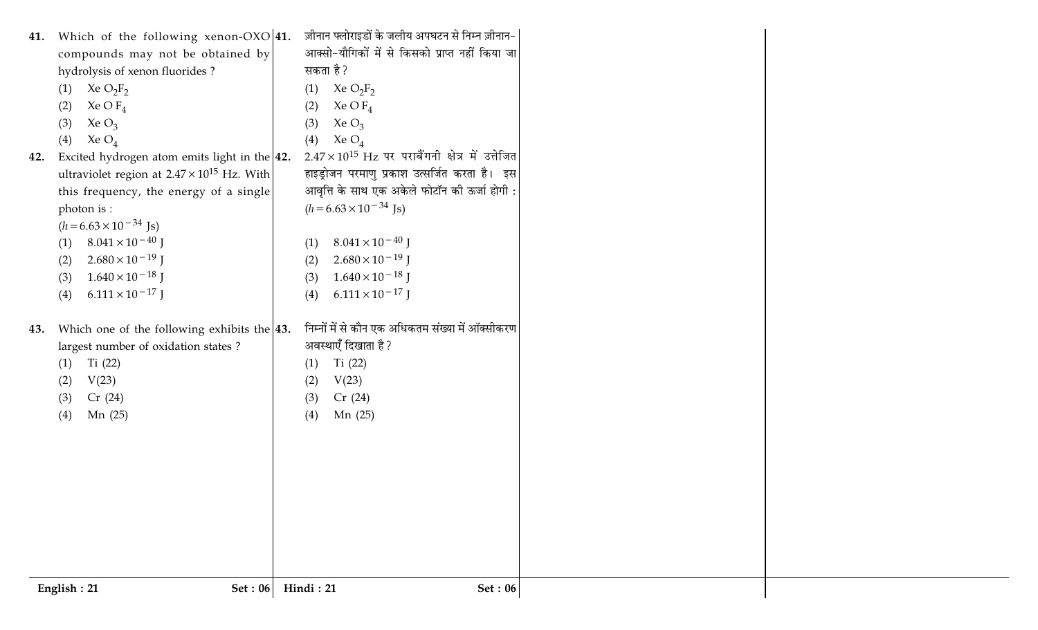41. Which of the following xenon-OXO compounds may not be obtained by hydrolysis of xenon fluorides ?
    (1) $XeO_2F_2$
    (2) $XeOF_4$
    (3) $XeO_3$
    (4) $XeO_4$

42. Excited hydrogen atom emits light in the ultraviolet region at $2.47 \times 10^{15}$ Hz. With this frequency, the energy of a single photon is :
    ($h = 6.63 \times 10^{-34}$ Js)
    (1) $8.041 \times 10^{-40}$ J
    (2) $2.680 \times 10^{-19}$ J
    (3) $1.640 \times 10^{-18}$ J
    (4) $6.111 \times 10^{-17}$ J

43. Which one of the following exhibits the largest number of oxidation states ?
    (1) Ti (22)
    (2) V(23)
    (3) Cr (24)
    (4) Mn (25)

41. ज़ीनान फ्लोराइडों के जलीय अपघटन से निम्न ज़ीनान-आक्सो-यौगिकों में से किसको प्राप्त नहीं किया जा सकता है ?
    (1) $XeO_2F_2$
    (2) $XeOF_4$
    (3) $XeO_3$
    (4) $XeO_4$

42. $2.47 \times 10^{15}$ Hz पर पराबैंगनी क्षेत्र में उत्तेजित हाइड्रोजन परमाणु प्रकाश उत्सर्जित करता है। इस आवृत्ति के साथ एक अकेले फोटॉन की ऊर्जा होगी :
    ($h = 6.63 \times 10^{-34}$ Js)
    (1) $8.041 \times 10^{-40}$ J
    (2) $2.680 \times 10^{-19}$ J
    (3) $1.640 \times 10^{-18}$ J
    (4) $6.111 \times 10^{-17}$ J

43. निम्नों में से कौन एक अधिकतम संख्या में ऑक्सीकरण अवस्थाएँ दिखाता है ?
    (1) Ti (22)
    (2) V(23)
    (3) Cr (24)
    (4) Mn (25)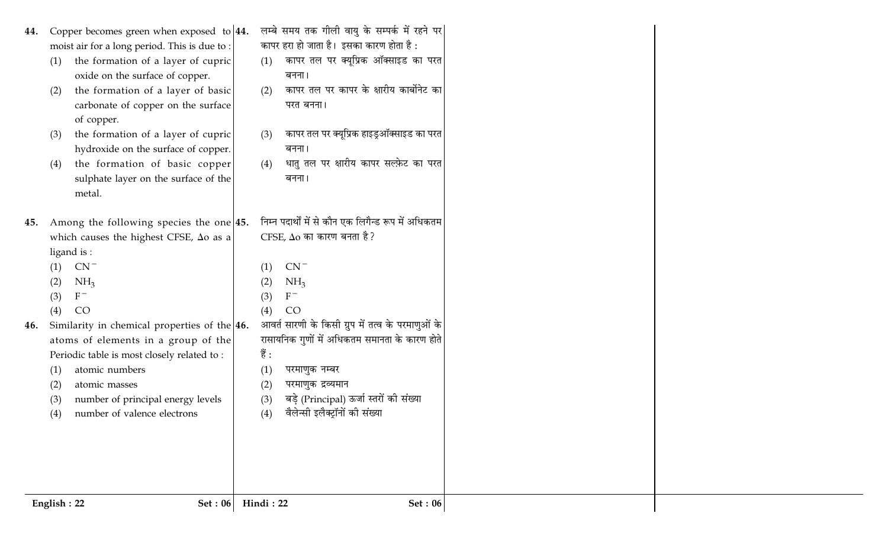44. Copper becomes green when exposed to moist air for a long period. This is due to :
   (1) the formation of a layer of cupric oxide on the surface of copper.
   (2) the formation of a layer of basic carbonate of copper on the surface of copper.
   (3) the formation of a layer of cupric hydroxide on the surface of copper.
   (4) the formation of basic copper sulphate layer on the surface of the metal.

45. Among the following species the one which causes the highest CFSE, $\Delta o$ as a ligand is :
   (1) $CN^-$
   (2) $NH_3$
   (3) $F^-$
   (4) CO

46. Similarity in chemical properties of the atoms of elements in a group of the Periodic table is most closely related to :
   (1) atomic numbers
   (2) atomic masses
   (3) number of principal energy levels
   (4) number of valence electrons

44. लम्बे समय तक गीली वायु के सम्पर्क में रहने पर कापर हरा हो जाता है। इसका कारण होता है :
   (1) कापर तल पर क्यूप्रिक ऑक्साइड का परत बनना।
   (2) कापर तल पर कापर के क्षारीय कार्बोनेट का परत बनना।
   (3) कापर तल पर क्यूप्रिक हाइड्रऑक्साइड का परत बनना।
   (4) धातु तल पर क्षारीय कापर सल्फ़ेट का परत बनना।

45. निम्न पदार्थों में से कौन एक लिगैन्ड रूप में अधिकतम CFSE, $\Delta o$ का कारण बनता है?
   (1) $CN^-$
   (2) $NH_3$
   (3) $F^-$
   (4) CO

46. आवर्त सारणी के किसी ग्रुप में तत्व के परमाणुओं के रासायनिक गुणों में अधिकतम समानता के कारण होते हैं :
   (1) परमाणुक नम्बर
   (2) परमाणुक द्रव्यमान
   (3) बड़े (Principal) ऊर्जा स्तरों की संख्या
   (4) वैलेन्सी इलैक्ट्रॉनों की संख्या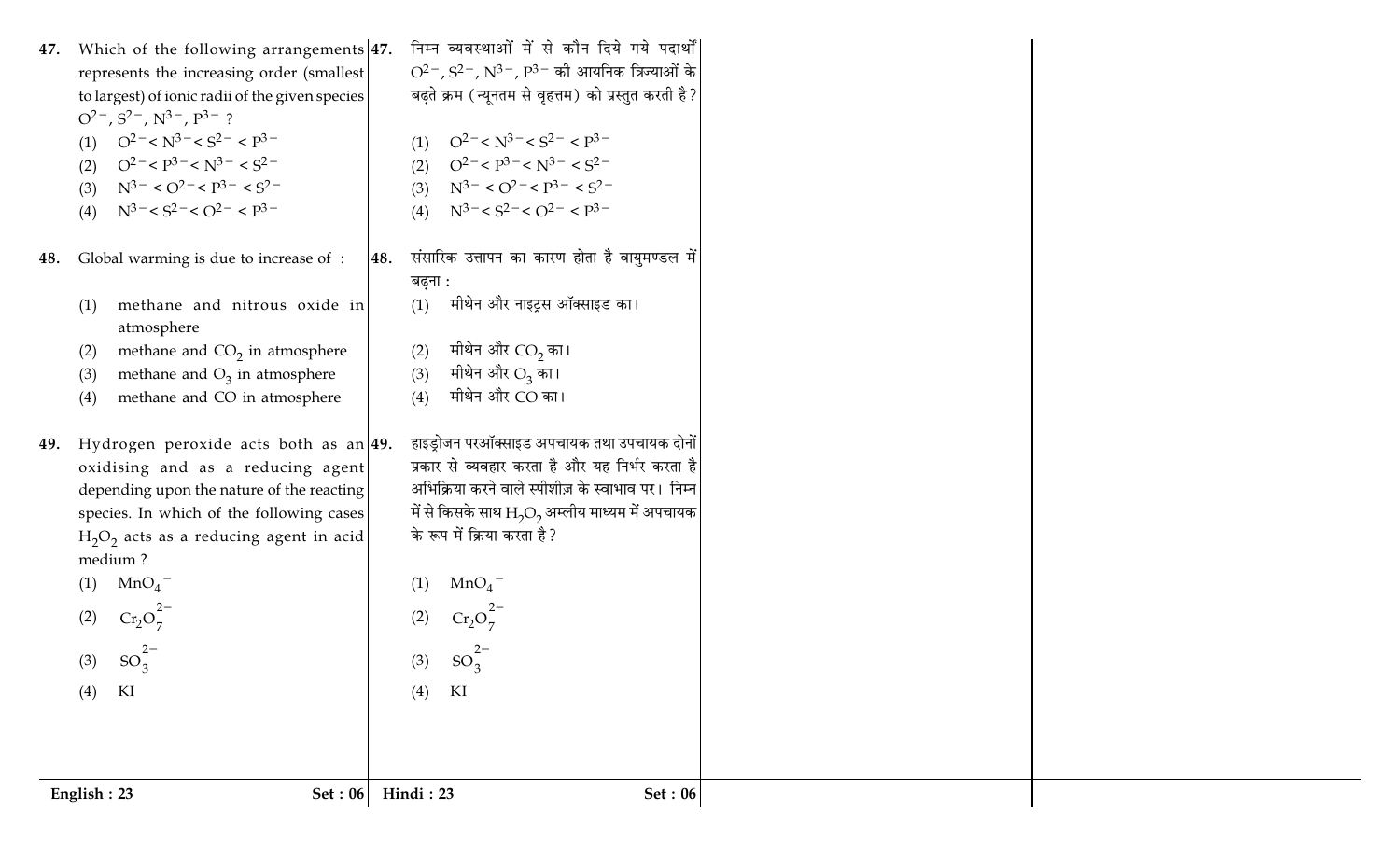47. Which of the following arrangements represents the increasing order (smallest to largest) of ionic radii of the given species $O^{2-}$, $S^{2-}$, $N^{3-}$, $P^{3-}$ ?

    (1) $O^{2-} < N^{3-} < S^{2-} < P^{3-}$
    (2) $O^{2-} < P^{3-} < N^{3-} < S^{2-}$
    (3) $N^{3-} < O^{2-} < P^{3-} < S^{2-}$
    (4) $N^{3-} < S^{2-} < O^{2-} < P^{3-}$

48. Global warming is due to increase of :

    (1) methane and nitrous oxide in atmosphere
    (2) methane and $CO_2$ in atmosphere
    (3) methane and $O_3$ in atmosphere
    (4) methane and CO in atmosphere

49. Hydrogen peroxide acts both as an oxidising and as a reducing agent depending upon the nature of the reacting species. In which of the following cases $H_2O_2$ acts as a reducing agent in acid medium ?

    (1) $MnO_4^-$
    (2) $Cr_2O_7^{2-}$
    (3) $SO_3^{2-}$
    (4) KI

47. निम्न व्यवस्थाओं में से कौन दिये गये पदार्थों $O^{2-}$, $S^{2-}$, $N^{3-}$, $P^{3-}$ की आयनिक त्रिज्याओं के बढ़ते क्रम (न्यूनतम से वृहत्तम) को प्रस्तुत करती है ?

    (1) $O^{2-} < N^{3-} < S^{2-} < P^{3-}$
    (2) $O^{2-} < P^{3-} < N^{3-} < S^{2-}$
    (3) $N^{3-} < O^{2-} < P^{3-} < S^{2-}$
    (4) $N^{3-} < S^{2-} < O^{2-} < P^{3-}$

48. संसारिक उत्तापन का कारण होता है वायुमण्डल में बढ़ना :

    (1) मीथेन और नाइट्रस ऑक्साइड का।
    (2) मीथेन और $CO_2$ का।
    (3) मीथेन और $O_3$ का।
    (4) मीथेन और CO का।

49. हाइड्रोजन परऑक्साइड अपचायक तथा उपचायक दोनों प्रकार से व्यवहार करता है और यह निर्भर करता है अभिक्रिया करने वाले स्पीशीज़ के स्वाभाव पर। निम्न में से किसके साथ $H_2O_2$ अम्लीय माध्यम में अपचायक के रूप में क्रिया करता है ?

    (1) $MnO_4^-$
    (2) $Cr_2O_7^{2-}$
    (3) $SO_3^{2-}$
    (4) KI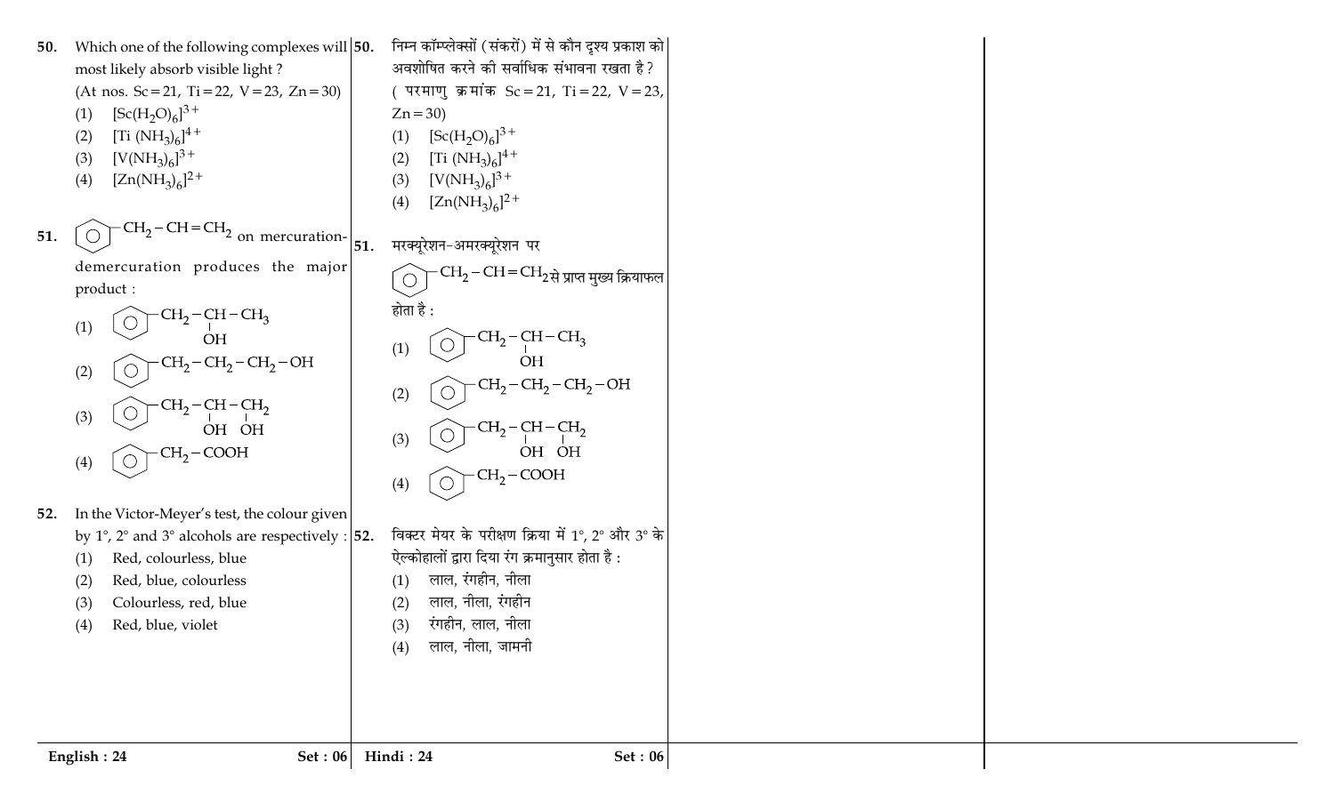50. Which one of the following complexes will most likely absorb visible light ?
(At nos. Sc = 21, Ti = 22, V = 23, Zn = 30)
(1) $[Sc(H_2O)_6]^{3+}$
(2) $[Ti(NH_3)_6]^{4+}$
(3) $[V(NH_3)_6]^{3+}$
(4) $[Zn(NH_3)_6]^{2+}$

51. $C_6H_5-CH_2-CH=CH_2$ on mercuration-demercuration produces the major product :
(1) $C_6H_5-CH_2-CH(OH)-CH_3$
(2) $C_6H_5-CH_2-CH_2-CH_2-OH$
(3) $C_6H_5-CH_2-CH(OH)-CH_2(OH)$
(4) $C_6H_5-CH_2-COOH$

52. In the Victor-Meyer's test, the colour given by 1°, 2° and 3° alcohols are respectively :
(1) Red, colourless, blue
(2) Red, blue, colourless
(3) Colourless, red, blue
(4) Red, blue, violet

50. निम्न कॉम्प्लेक्सों (संकरों) में से कौन दृश्य प्रकाश को अवशोषित करने की सर्वाधिक संभावना रखता है ?
( परमाणु क्रमांक Sc = 21, Ti = 22, V = 23, Zn = 30)
(1) $[Sc(H_2O)_6]^{3+}$
(2) $[Ti(NH_3)_6]^{4+}$
(3) $[V(NH_3)_6]^{3+}$
(4) $[Zn(NH_3)_6]^{2+}$

51. मरक्यूरेशन-अमरक्यूरेशन पर $C_6H_5-CH_2-CH=CH_2$ से प्राप्त मुख्य क्रियाफल होता है :
(1) $C_6H_5-CH_2-CH(OH)-CH_3$
(2) $C_6H_5-CH_2-CH_2-CH_2-OH$
(3) $C_6H_5-CH_2-CH(OH)-CH_2(OH)$
(4) $C_6H_5-CH_2-COOH$

52. विक्टर मेयर के परीक्षण क्रिया में 1°, 2° और 3° के ऐल्कोहालों द्वारा दिया रंग क्रमानुसार होता है :
(1) लाल, रंगहीन, नीला
(2) लाल, नीला, रंगहीन
(3) रंगहीन, लाल, नीला
(4) लाल, नीला, जामनी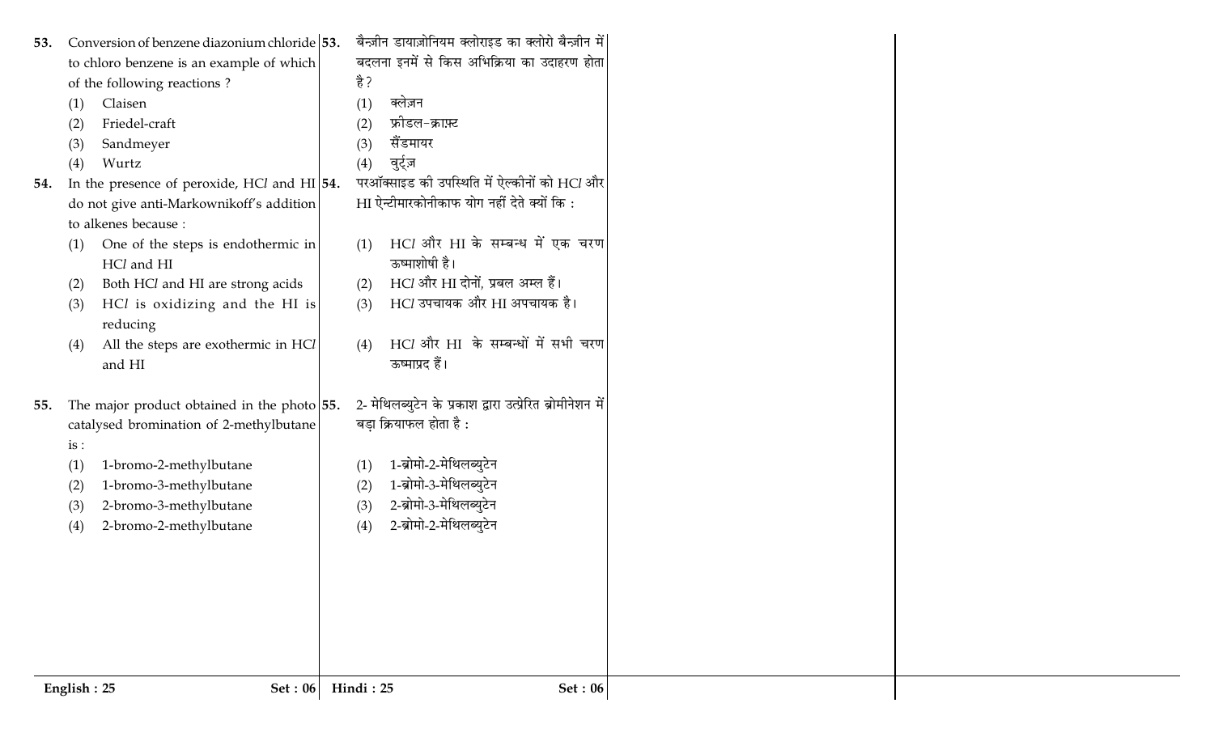53. Conversion of benzene diazonium chloride to chloro benzene is an example of which of the following reactions ?

(1) Claisen
(2) Friedel-craft
(3) Sandmeyer
(4) Wurtz

54. In the presence of peroxide, $HCl$ and HI do not give anti-Markownikoff's addition to alkenes because :

(1) One of the steps is endothermic in $HCl$ and HI
(2) Both $HCl$ and HI are strong acids
(3) $HCl$ is oxidizing and the HI is reducing
(4) All the steps are exothermic in $HCl$ and HI

55. The major product obtained in the photo catalysed bromination of 2-methylbutane is :

(1) 1-bromo-2-methylbutane
(2) 1-bromo-3-methylbutane
(3) 2-bromo-3-methylbutane
(4) 2-bromo-2-methylbutane

53. बैन्ज़ीन डायाज़ोनियम क्लोराइड का क्लोरो बैन्ज़ीन में बदलना इनमें से किस अभिक्रिया का उदाहरण होता है ?

(1) क्लेज़न
(2) फ्रीडल-क्राफ़्ट
(3) सैंडमायर
(4) वुर्ट्ज़

54. परऑक्साइड की उपस्थिति में ऐल्कीनों को $HCl$ और HI ऐन्टीमारकोनीकाफ योग नहीं देते क्यों कि :

(1) $HCl$ और HI के सम्बन्ध में एक चरण ऊष्माशोषी है।
(2) $HCl$ और HI दोनों, प्रबल अम्ल हैं।
(3) $HCl$ उपचायक और HI अपचायक है।
(4) $HCl$ और HI के सम्बन्धों में सभी चरण ऊष्माप्रद हैं।

55. 2- मेथिलब्युटेन के प्रकाश द्वारा उत्प्रेरित ब्रोमीनेशन में बड़ा क्रियाफल होता है :

(1) 1-ब्रोमो-2-मेथिलब्युटेन
(2) 1-ब्रोमो-3-मेथिलब्युटेन
(3) 2-ब्रोमो-3-मेथिलब्युटेन
(4) 2-ब्रोमो-2-मेथिलब्युटेन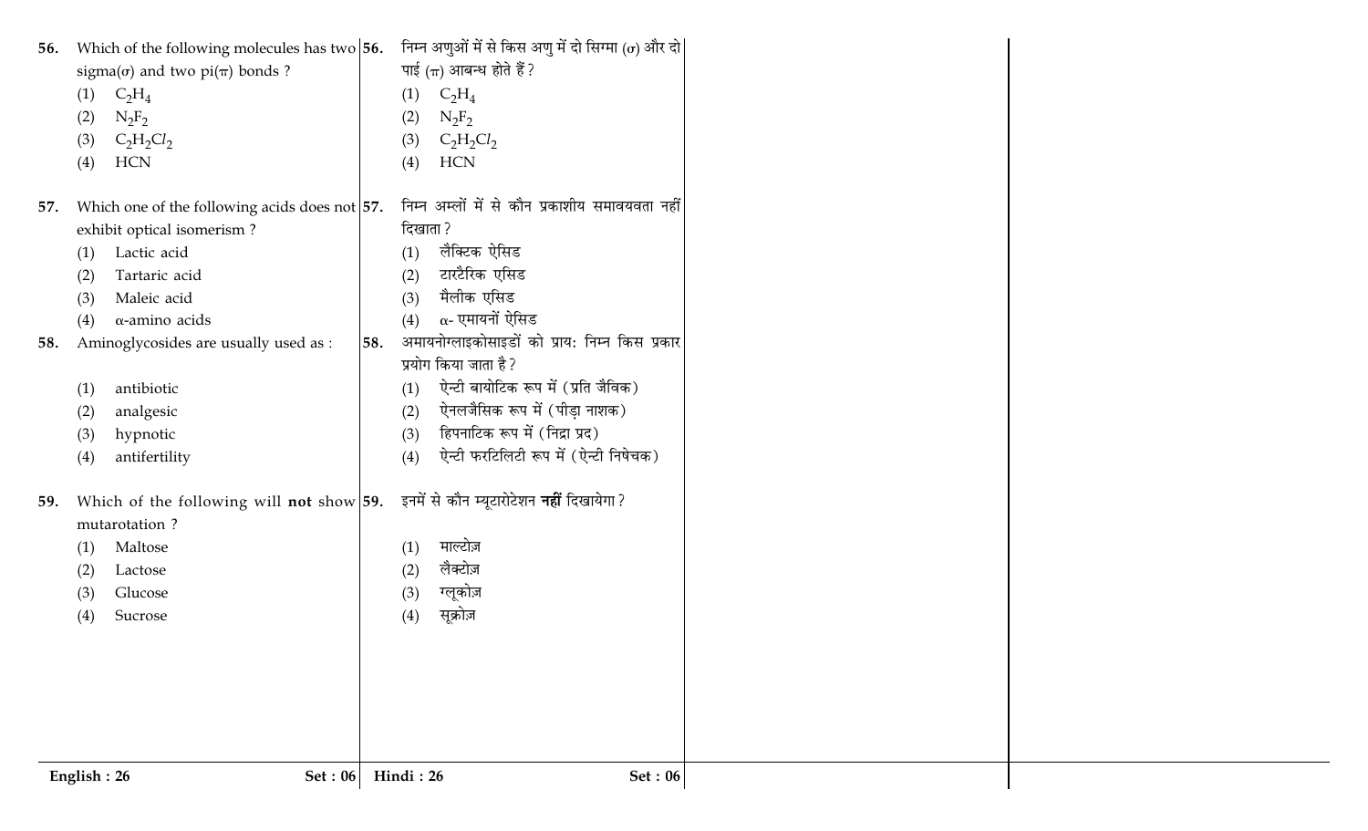56. Which of the following molecules has two sigma($\sigma$) and two pi($\pi$) bonds ?
   (1) $C_2H_4$
   (2) $N_2F_2$
   (3) $C_2H_2Cl_2$
   (4) HCN

57. Which one of the following acids does not exhibit optical isomerism ?
   (1) Lactic acid
   (2) Tartaric acid
   (3) Maleic acid
   (4) $\alpha$-amino acids

58. Aminoglycosides are usually used as :
   (1) antibiotic
   (2) analgesic
   (3) hypnotic
   (4) antifertility

59. Which of the following will **not** show mutarotation ?
   (1) Maltose
   (2) Lactose
   (3) Glucose
   (4) Sucrose

56. निम्न अणुओं में से किस अणु में दो सिग्मा ($\sigma$) और दो पाई ($\pi$) आबन्ध होते हैं ?
   (1) $C_2H_4$
   (2) $N_2F_2$
   (3) $C_2H_2Cl_2$
   (4) HCN

57. निम्न अम्लों में से कौन प्रकाशीय समावयवता नहीं दिखाता ?
   (1) लैक्टिक ऐसिड
   (2) टारटैरिक एसिड
   (3) मैलीक एसिड
   (4) $\alpha$- एमायनों ऐसिड

58. अमायनोग्लाइकोसाइडों को प्रायः निम्न किस प्रकार प्रयोग किया जाता है ?
   (1) ऐन्टी बायोटिक रूप में (प्रति जैविक)
   (2) ऐनलजैसिक रूप में (पीड़ा नाशक)
   (3) हिपनाटिक रूप में (निद्रा प्रद)
   (4) ऐन्टी फरटिलिटी रूप में (ऐन्टी निषेचक)

59. इनमें से कौन म्यूटारोटेशन **नहीं** दिखायेगा ?
   (1) माल्टोज़
   (2) लैक्टोज़
   (3) ग्लूकोज़
   (4) सूक्रोज़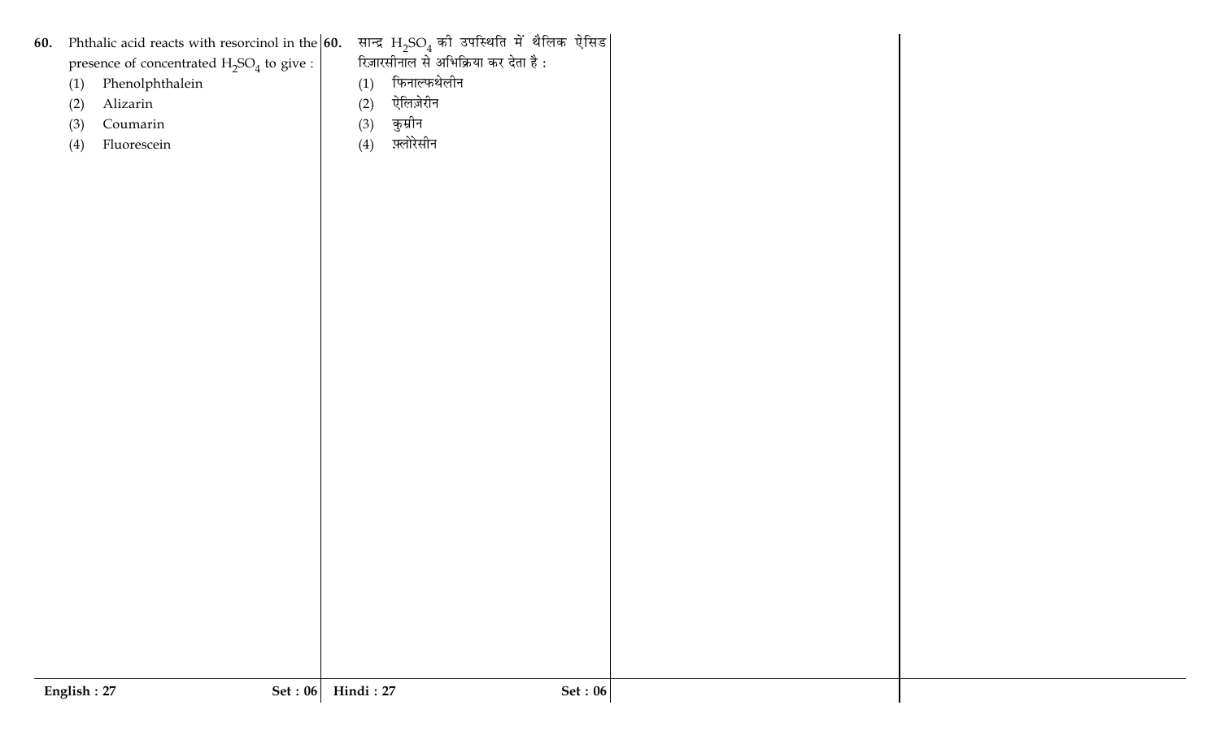60. Phthalic acid reacts with resorcinol in the presence of concentrated $H_2SO_4$ to give :

(1) Phenolphthalein
(2) Alizarin
(3) Coumarin
(4) Fluorescein

60. सान्द्र $H_2SO_4$ की उपस्थिति में थैलिक ऐसिड रिज़ारसीनाल से अभिक्रिया कर देता है :

(1) फिनाल्फथेलीन
(2) ऐलिज़ेरीन
(3) कुम्रीन
(4) फ़्लोरेसीन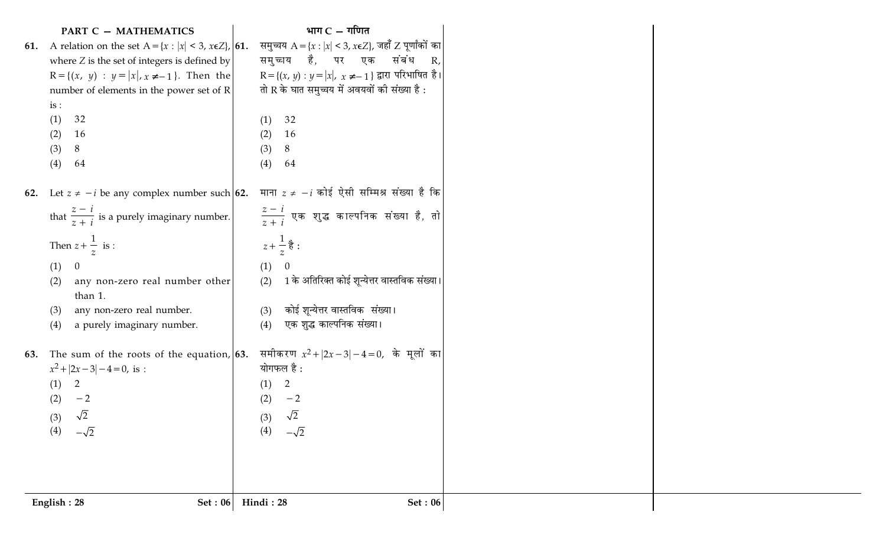## PART C — MATHEMATICS

**61.** A relation on the set $A = \{x : |x| < 3, x \epsilon Z\}$, where $Z$ is the set of integers is defined by $R = \{(x, y) : y = |x|, x \neq -1\}$. Then the number of elements in the power set of $R$ is :

(1) 32

(2) 16

(3) 8

(4) 64

**62.** Let $z \neq -i$ be any complex number such that $\frac{z-i}{z+i}$ is a purely imaginary number. Then $z + \frac{1}{z}$ is :

(1) 0

(2) any non-zero real number other than 1.

(3) any non-zero real number.

(4) a purely imaginary number.

**63.** The sum of the roots of the equation, $x^2 + |2x-3| - 4 = 0$, is :

(1) 2

(2) $-2$

(3) $\sqrt{2}$

(4) $-\sqrt{2}$

## भाग C — गणित

**61.** समुच्चय $A = \{x : |x| < 3, x \epsilon Z\}$, जहाँ $Z$ पूर्णांकों का समुच्चय है, पर एक संबंध $R$, $R = \{(x, y) : y = |x|, x \neq -1\}$ द्वारा परिभाषित है। तो $R$ के घात समुच्चय में अवयवों की संख्या है :

(1) 32

(2) 16

(3) 8

(4) 64

**62.** माना $z \neq -i$ कोई ऐसी सम्मिश्र संख्या है कि $\frac{z-i}{z+i}$ एक शुद्ध काल्पनिक संख्या है, तो $z + \frac{1}{z}$ है :

(1) 0

(2) 1 के अतिरिक्त कोई शून्येत्तर वास्तविक संख्या।

(3) कोई शून्येत्तर वास्तविक संख्या।

(4) एक शुद्ध काल्पनिक संख्या।

**63.** समीकरण $x^2 + |2x-3| - 4 = 0$, के मूलों का योगफल है :

(1) 2

(2) $-2$

(3) $\sqrt{2}$

(4) $-\sqrt{2}$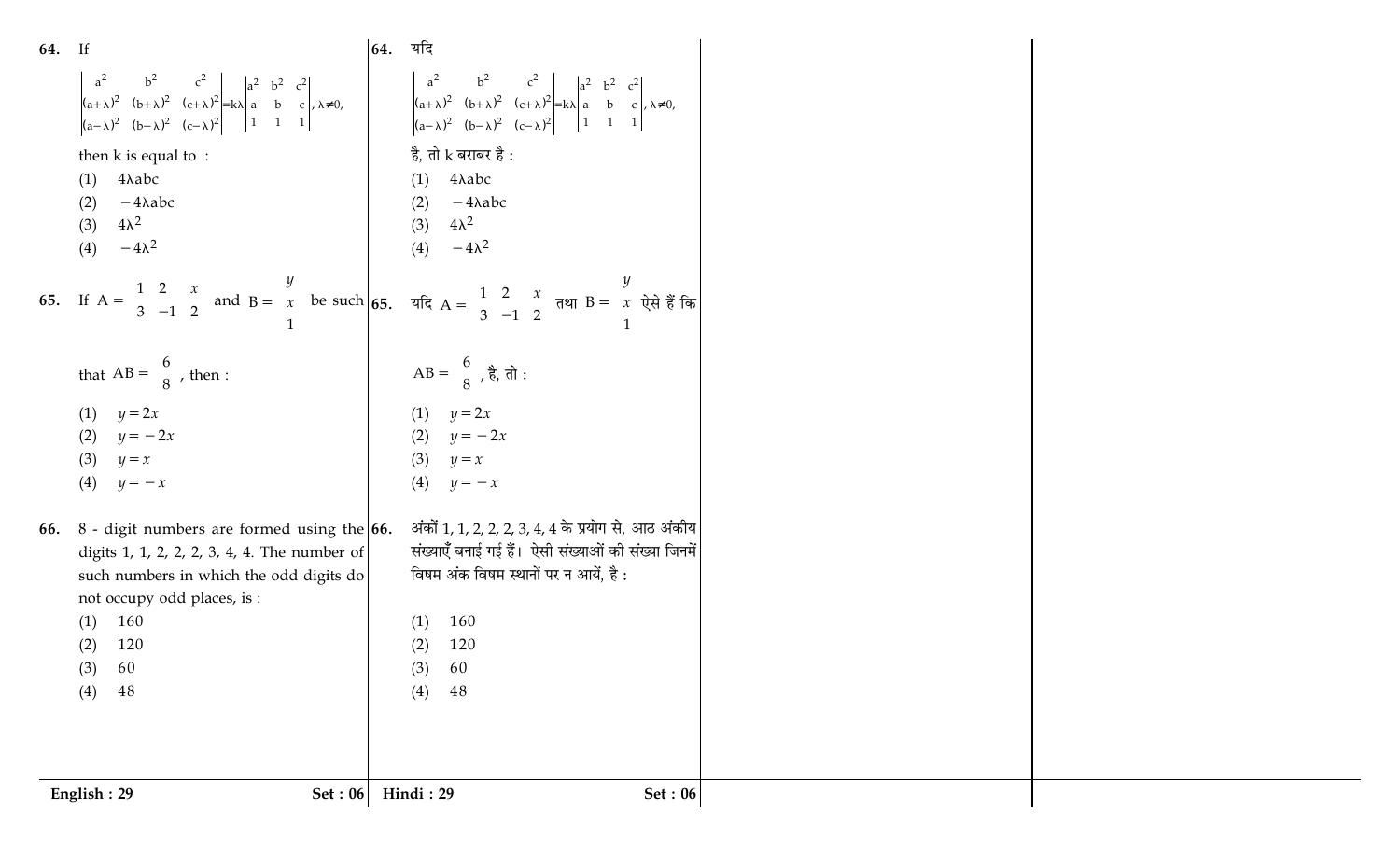**64.** If

$$\begin{vmatrix} a^2 & b^2 & c^2 \\ (a+\lambda)^2 & (b+\lambda)^2 & (c+\lambda)^2 \\ (a-\lambda)^2 & (b-\lambda)^2 & (c-\lambda)^2 \end{vmatrix} = k\lambda \begin{vmatrix} a^2 & b^2 & c^2 \\ a & b & c \\ 1 & 1 & 1 \end{vmatrix}, \lambda \neq 0,$$

then k is equal to :

(1) $4\lambda abc$

(2) $-4\lambda abc$

(3) $4\lambda^2$

(4) $-4\lambda^2$

**65.** If $A = \begin{matrix} 1 & 2 & x \\ 3 & -1 & 2 \end{matrix}$ and $B = \begin{matrix} y \\ x \\ 1 \end{matrix}$ be such that $AB = \begin{matrix} 6 \\ 8 \end{matrix}$, then :

(1) $y = 2x$

(2) $y = -2x$

(3) $y = x$

(4) $y = -x$

**66.** 8 - digit numbers are formed using the digits 1, 1, 2, 2, 2, 3, 4, 4. The number of such numbers in which the odd digits do not occupy odd places, is :

(1) 160

(2) 120

(3) 60

(4) 48

**64.** यदि

$$\begin{vmatrix} a^2 & b^2 & c^2 \\ (a+\lambda)^2 & (b+\lambda)^2 & (c+\lambda)^2 \\ (a-\lambda)^2 & (b-\lambda)^2 & (c-\lambda)^2 \end{vmatrix} = k\lambda \begin{vmatrix} a^2 & b^2 & c^2 \\ a & b & c \\ 1 & 1 & 1 \end{vmatrix}, \lambda \neq 0,$$

है, तो k बराबर है :

(1) $4\lambda abc$

(2) $-4\lambda abc$

(3) $4\lambda^2$

(4) $-4\lambda^2$

**65.** यदि $A = \begin{matrix} 1 & 2 & x \\ 3 & -1 & 2 \end{matrix}$ तथा $B = \begin{matrix} y \\ x \\ 1 \end{matrix}$ ऐसे हैं कि $AB = \begin{matrix} 6 \\ 8 \end{matrix}$, है, तो :

(1) $y = 2x$

(2) $y = -2x$

(3) $y = x$

(4) $y = -x$

**66.** अंकों 1, 1, 2, 2, 2, 3, 4, 4 के प्रयोग से, आठ अंकीय संख्याएँ बनाई गई हैं। ऐसी संख्याओं की संख्या जिनमें विषम अंक विषम स्थानों पर न आयें, है :

(1) 160

(2) 120

(3) 60

(4) 48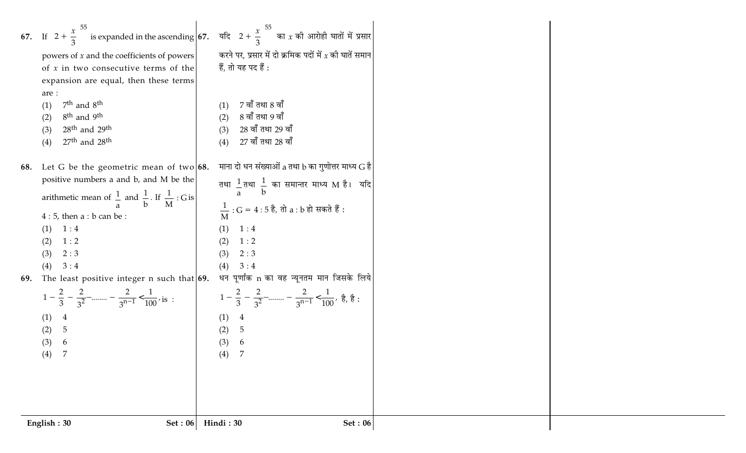67. If $\left(2+\frac{x}{3}\right)^{55}$ is expanded in the ascending powers of $x$ and the coefficients of powers of $x$ in two consecutive terms of the expansion are equal, then these terms are :

(1) $7^{th}$ and $8^{th}$
(2) $8^{th}$ and $9^{th}$
(3) $28^{th}$ and $29^{th}$
(4) $27^{th}$ and $28^{th}$

68. Let G be the geometric mean of two positive numbers a and b, and M be the arithmetic mean of $\frac{1}{a}$ and $\frac{1}{b}$. If $\frac{1}{M}$ : G is 4 : 5, then a : b can be :

(1) 1 : 4
(2) 1 : 2
(3) 2 : 3
(4) 3 : 4

69. The least positive integer n such that $1-\frac{2}{3}-\frac{2}{3^2}-........-\frac{2}{3^{n-1}}<\frac{1}{100}$, is :

(1) 4
(2) 5
(3) 6
(4) 7

67. यदि $\left(2+\frac{x}{3}\right)^{55}$ का $x$ की आरोही घातों में प्रसार करने पर, प्रसार में दो क्रमिक पदों में $x$ की घातें समान हैं, तो यह पद हैं :

(1) 7 वाँ तथा 8 वाँ
(2) 8 वाँ तथा 9 वाँ
(3) 28 वाँ तथा 29 वाँ
(4) 27 वाँ तथा 28 वाँ

68. माना दो धन संख्याओं a तथा b का गुणोत्तर माध्य G है तथा $\frac{1}{a}$ तथा $\frac{1}{b}$ का समान्तर माध्य M है। यदि $\frac{1}{M}$ : G = 4 : 5 है, तो a : b हो सकते हैं :

(1) 1 : 4
(2) 1 : 2
(3) 2 : 3
(4) 3 : 4

69. धन पूर्णांक n का वह न्यूनतम मान जिसके लिये $1-\frac{2}{3}-\frac{2}{3^2}-........-\frac{2}{3^{n-1}}<\frac{1}{100}$, है, है :

(1) 4
(2) 5
(3) 6
(4) 7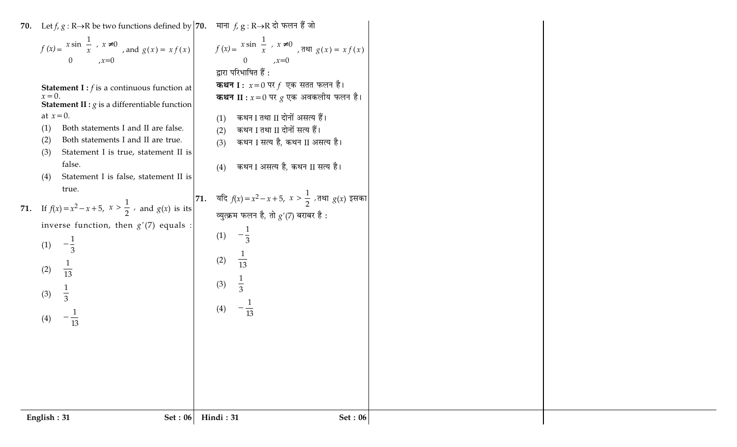**70.** Let $f, g : \mathrm{R} \rightarrow \mathrm{R}$ be two functions defined by

$$f(x) = \begin{cases} x \sin\left(\dfrac{1}{x}\right), & x \neq 0 \\ 0, & x = 0 \end{cases}, \text{ and } g(x) = x f(x)$$

**Statement I :** $f$ is a continuous function at $x = 0$.

**Statement II :** $g$ is a differentiable function at $x = 0$.

(1) Both statements I and II are false.

(2) Both statements I and II are true.

(3) Statement I is true, statement II is false.

(4) Statement I is false, statement II is true.

**71.** If $f(x) = x^2 - x + 5$, $x > \dfrac{1}{2}$, and $g(x)$ is its inverse function, then $g'(7)$ equals :

(1) $-\dfrac{1}{3}$

(2) $\dfrac{1}{13}$

(3) $\dfrac{1}{3}$

(4) $-\dfrac{1}{13}$

**70.** माना $f, g : \mathrm{R} \rightarrow \mathrm{R}$ दो फलन हैं जो

$$f(x) = \begin{cases} x \sin\left(\dfrac{1}{x}\right), & x \neq 0 \\ 0, & x = 0 \end{cases}, \text{ तथा } g(x) = x f(x)$$

द्वारा परिभाषित हैं :

**कथन I :** $x = 0$ पर $f$ एक सतत फलन है।

**कथन II :** $x = 0$ पर $g$ एक अवकलीय फलन है।

(1) कथन I तथा II दोनों असत्य हैं।

(2) कथन I तथा II दोनों सत्य हैं।

(3) कथन I सत्य है, कथन II असत्य है।

(4) कथन I असत्य है, कथन II सत्य है।

**71.** यदि $f(x) = x^2 - x + 5$, $x > \dfrac{1}{2}$, तथा $g(x)$ इसका व्युत्क्रम फलन है, तो $g'(7)$ बराबर है :

(1) $-\dfrac{1}{3}$

(2) $\dfrac{1}{13}$

(3) $\dfrac{1}{3}$

(4) $-\dfrac{1}{13}$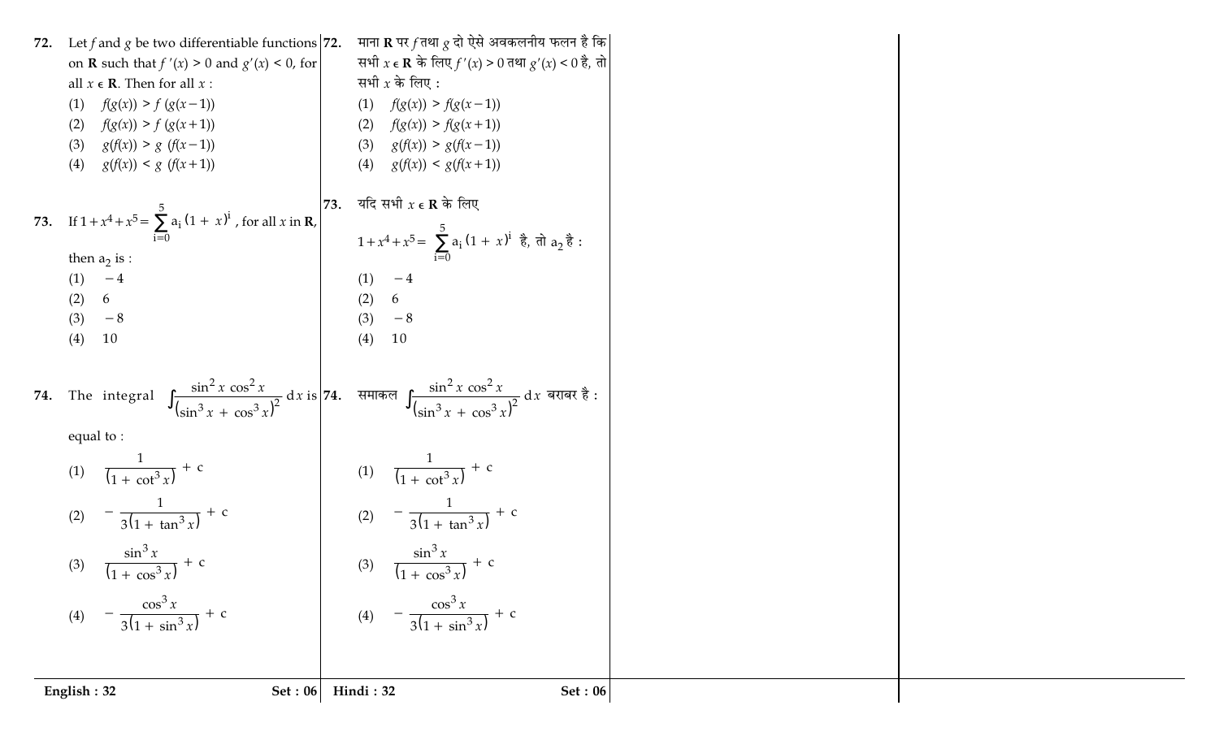**72.** Let $f$ and $g$ be two differentiable functions on $\mathbf{R}$ such that $f'(x) > 0$ and $g'(x) < 0$, for all $x \in \mathbf{R}$. Then for all $x$ :

(1) $f(g(x)) > f(g(x-1))$

(2) $f(g(x)) > f(g(x+1))$

(3) $g(f(x)) > g(f(x-1))$

(4) $g(f(x)) < g(f(x+1))$

**72.** माना $\mathbf{R}$ पर $f$ तथा $g$ दो ऐसे अवकलनीय फलन है कि सभी $x \in \mathbf{R}$ के लिए $f'(x) > 0$ तथा $g'(x) < 0$ है, तो सभी $x$ के लिए :

(1) $f(g(x)) > f(g(x-1))$

(2) $f(g(x)) > f(g(x+1))$

(3) $g(f(x)) > g(f(x-1))$

(4) $g(f(x)) < g(f(x+1))$

**73.** If $1+x^4+x^5 = \sum\limits_{i=0}^{5} a_i (1+x)^i$, for all $x$ in $\mathbf{R}$, then $a_2$ is :

(1) $-4$

(2) $6$

(3) $-8$

(4) $10$

**73.** यदि सभी $x \in \mathbf{R}$ के लिए

$1+x^4+x^5 = \sum\limits_{i=0}^{5} a_i (1+x)^i$ है, तो $a_2$ है :

(1) $-4$

(2) $6$

(3) $-8$

(4) $10$

**74.** The integral $\int \frac{\sin^2 x \cos^2 x}{(\sin^3 x + \cos^3 x)^2} dx$ is equal to :

(1) $\frac{1}{(1+\cot^3 x)} + c$

(2) $-\frac{1}{3(1+\tan^3 x)} + c$

(3) $\frac{\sin^3 x}{(1+\cos^3 x)} + c$

(4) $-\frac{\cos^3 x}{3(1+\sin^3 x)} + c$

**74.** समाकल $\int \frac{\sin^2 x \cos^2 x}{(\sin^3 x + \cos^3 x)^2} dx$ बराबर है :

(1) $\frac{1}{(1+\cot^3 x)} + c$

(2) $-\frac{1}{3(1+\tan^3 x)} + c$

(3) $\frac{\sin^3 x}{(1+\cos^3 x)} + c$

(4) $-\frac{\cos^3 x}{3(1+\sin^3 x)} + c$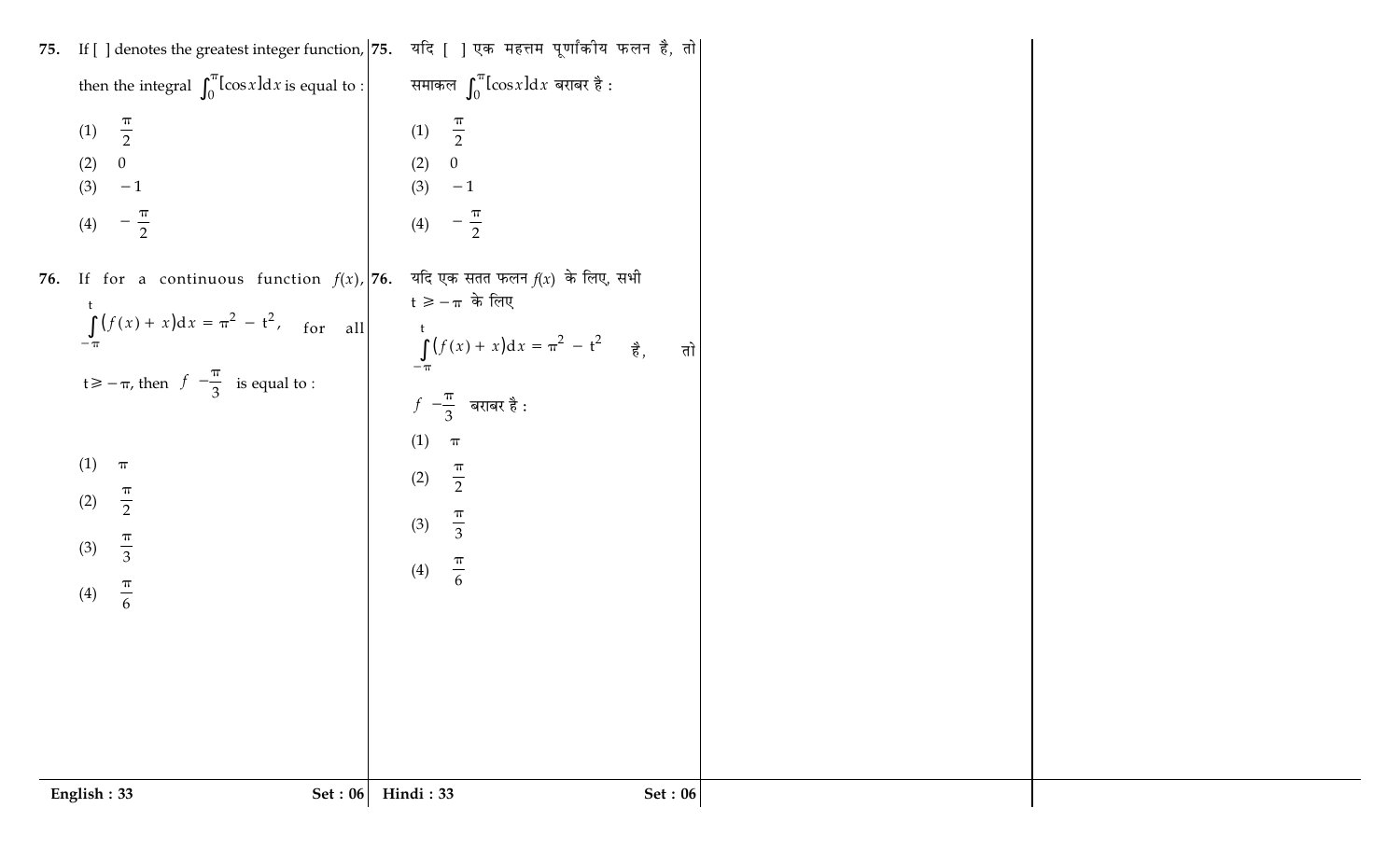75. If [ ] denotes the greatest integer function, then the integral $\int_0^{\pi}[\cos x]\mathrm{d}x$ is equal to :

(1) $\frac{\pi}{2}$

(2) 0

(3) $-1$

(4) $-\frac{\pi}{2}$

76. If for a continuous function $f(x)$, $\int_{-\pi}^{t}(f(x)+x)\mathrm{d}x = \pi^2 - t^2$, for all $t \geqslant -\pi$, then $f\left(-\frac{\pi}{3}\right)$ is equal to :

(1) $\pi$

(2) $\frac{\pi}{2}$

(3) $\frac{\pi}{3}$

(4) $\frac{\pi}{6}$

75. यदि [ ] एक महत्तम पूर्णांकीय फलन है, तो समाकल $\int_0^{\pi}[\cos x]\mathrm{d}x$ बराबर है :

(1) $\frac{\pi}{2}$

(2) 0

(3) $-1$

(4) $-\frac{\pi}{2}$

76. यदि एक सतत फलन $f(x)$ के लिए, सभी $t \geqslant -\pi$ के लिए

$\int_{-\pi}^{t}(f(x)+x)\mathrm{d}x = \pi^2 - t^2$ है, तो

$f\left(-\frac{\pi}{3}\right)$ बराबर है :

(1) $\pi$

(2) $\frac{\pi}{2}$

(3) $\frac{\pi}{3}$

(4) $\frac{\pi}{6}$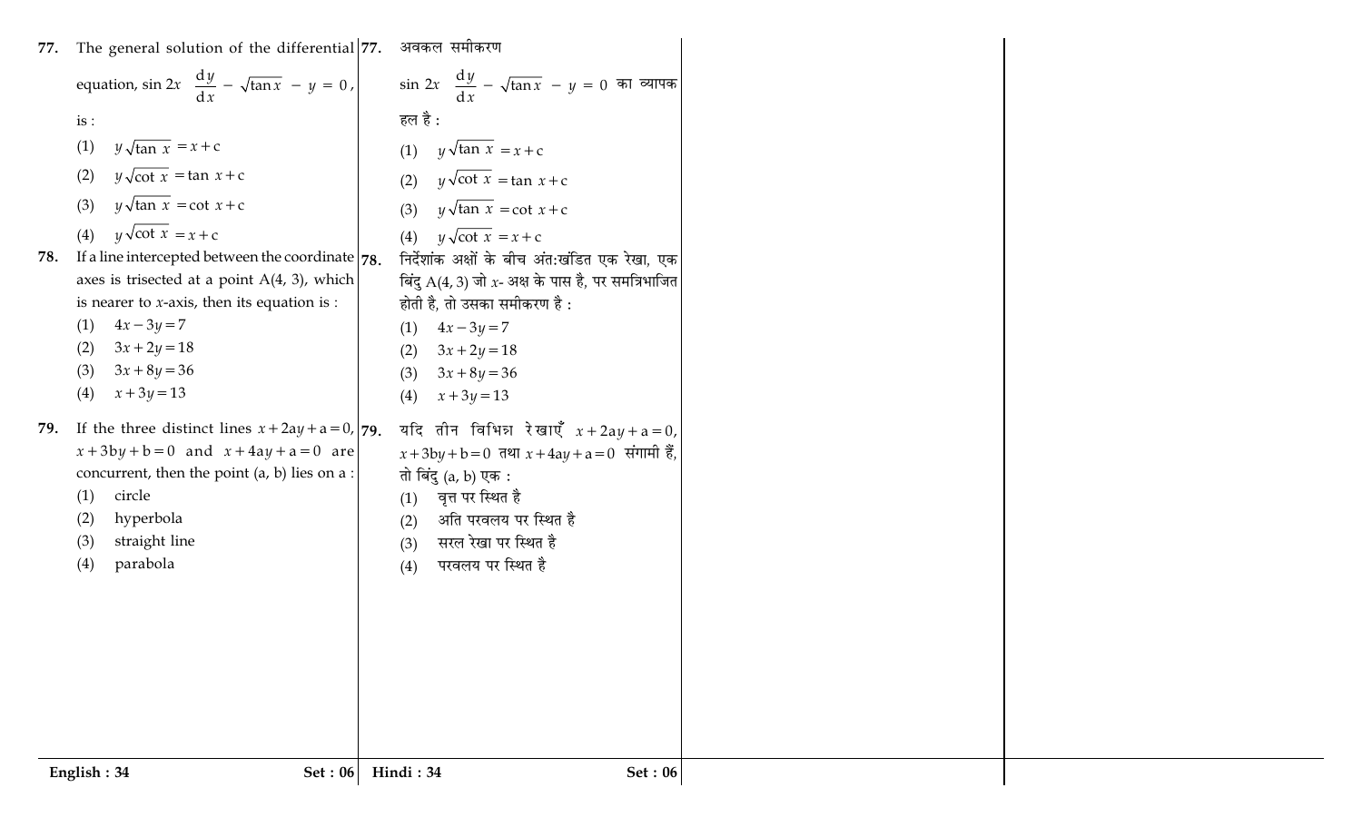77. The general solution of the differential equation, $\sin 2x \dfrac{dy}{dx} - \sqrt{\tan x} - y = 0$, is :

(1) $y\sqrt{\tan x} = x + c$

(2) $y\sqrt{\cot x} = \tan x + c$

(3) $y\sqrt{\tan x} = \cot x + c$

(4) $y\sqrt{\cot x} = x + c$

78. If a line intercepted between the coordinate axes is trisected at a point A(4, 3), which is nearer to $x$-axis, then its equation is :

(1) $4x - 3y = 7$

(2) $3x + 2y = 18$

(3) $3x + 8y = 36$

(4) $x + 3y = 13$

79. If the three distinct lines $x + 2ay + a = 0$, $x + 3by + b = 0$ and $x + 4ay + a = 0$ are concurrent, then the point (a, b) lies on a :

(1) circle

(2) hyperbola

(3) straight line

(4) parabola

77. अवकल समीकरण

$\sin 2x \dfrac{dy}{dx} - \sqrt{\tan x} - y = 0$ का व्यापक हल है :

(1) $y\sqrt{\tan x} = x + c$

(2) $y\sqrt{\cot x} = \tan x + c$

(3) $y\sqrt{\tan x} = \cot x + c$

(4) $y\sqrt{\cot x} = x + c$

78. निर्देशांक अक्षों के बीच अंत:खंडित एक रेखा, एक बिंदु A(4, 3) जो $x$- अक्ष के पास है, पर समत्रिभाजित होती है, तो उसका समीकरण है :

(1) $4x - 3y = 7$

(2) $3x + 2y = 18$

(3) $3x + 8y = 36$

(4) $x + 3y = 13$

79. यदि तीन विभिन्न रेखाएँ $x + 2ay + a = 0$, $x + 3by + b = 0$ तथा $x + 4ay + a = 0$ संगामी हैं, तो बिंदु (a, b) एक :

(1) वृत्त पर स्थित है

(2) अति परवलय पर स्थित है

(3) सरल रेखा पर स्थित है

(4) परवलय पर स्थित है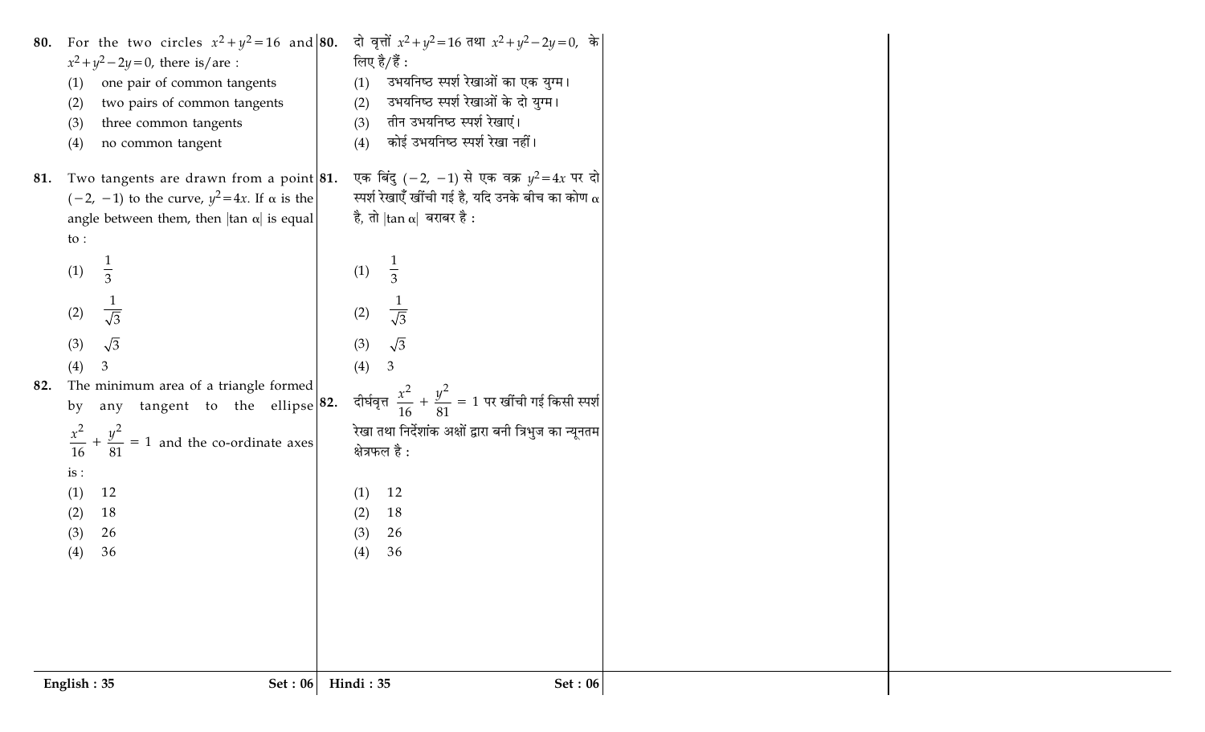**80.** For the two circles $x^2+y^2=16$ and $x^2+y^2-2y=0$, there is/are :

(1) one pair of common tangents

(2) two pairs of common tangents

(3) three common tangents

(4) no common tangent

**81.** Two tangents are drawn from a point $(-2, -1)$ to the curve, $y^2=4x$. If $\alpha$ is the angle between them, then $|\tan \alpha|$ is equal to :

(1) $\frac{1}{3}$

(2) $\frac{1}{\sqrt{3}}$

(3) $\sqrt{3}$

(4) 3

**82.** The minimum area of a triangle formed by any tangent to the ellipse $\frac{x^2}{16}+\frac{y^2}{81}=1$ and the co-ordinate axes is :

(1) 12

(2) 18

(3) 26

(4) 36

**80.** दो वृत्तों $x^2+y^2=16$ तथा $x^2+y^2-2y=0$, के लिए है/हैं :

(1) उभयनिष्ठ स्पर्श रेखाओं का एक युग्म।

(2) उभयनिष्ठ स्पर्श रेखाओं के दो युग्म।

(3) तीन उभयनिष्ठ स्पर्श रेखाएं।

(4) कोई उभयनिष्ठ स्पर्श रेखा नहीं।

**81.** एक बिंदु $(-2, -1)$ से एक वक्र $y^2=4x$ पर दो स्पर्श रेखाएँ खींची गई है, यदि उनके बीच का कोण $\alpha$ है, तो $|\tan \alpha|$ बराबर है :

(1) $\frac{1}{3}$

(2) $\frac{1}{\sqrt{3}}$

(3) $\sqrt{3}$

(4) 3

**82.** दीर्घवृत्त $\frac{x^2}{16}+\frac{y^2}{81}=1$ पर खींची गई किसी स्पर्श रेखा तथा निर्देशांक अक्षों द्वारा बनी त्रिभुज का न्यूनतम क्षेत्रफल है :

(1) 12

(2) 18

(3) 26

(4) 36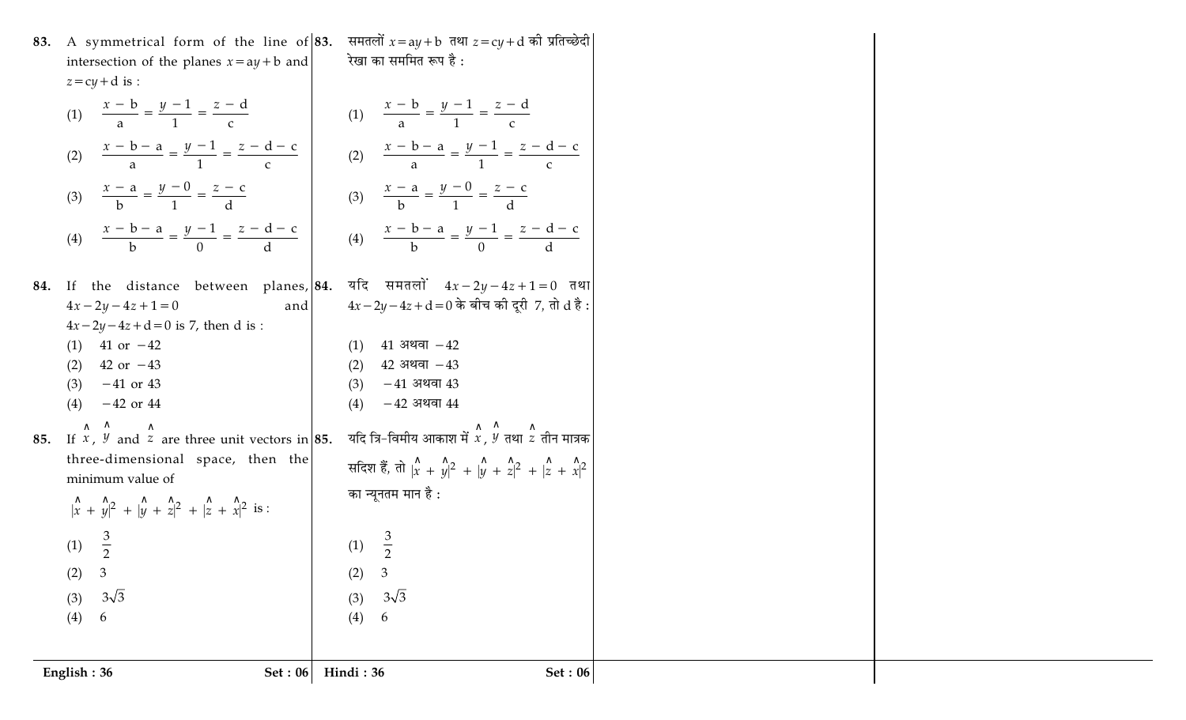83. A symmetrical form of the line of intersection of the planes $x = ay + b$ and $z = cy + d$ is :

(1) $\dfrac{x - b}{a} = \dfrac{y - 1}{1} = \dfrac{z - d}{c}$

(2) $\dfrac{x - b - a}{a} = \dfrac{y - 1}{1} = \dfrac{z - d - c}{c}$

(3) $\dfrac{x - a}{b} = \dfrac{y - 0}{1} = \dfrac{z - c}{d}$

(4) $\dfrac{x - b - a}{b} = \dfrac{y - 1}{0} = \dfrac{z - d - c}{d}$

84. If the distance between planes, $4x - 2y - 4z + 1 = 0$ and $4x - 2y - 4z + d = 0$ is 7, then d is :

(1) 41 or $-42$

(2) 42 or $-43$

(3) $-41$ or 43

(4) $-42$ or 44

85. If $\hat{x}$, $\hat{y}$ and $\hat{z}$ are three unit vectors in three-dimensional space, then the minimum value of

$|\hat{x} + \hat{y}|^2 + |\hat{y} + \hat{z}|^2 + |\hat{z} + \hat{x}|^2$ is :

(1) $\dfrac{3}{2}$

(2) 3

(3) $3\sqrt{3}$

(4) 6

83. समतलों $x = ay + b$ तथा $z = cy + d$ की प्रतिच्छेदी रेखा का सममित रूप है :

(1) $\dfrac{x - b}{a} = \dfrac{y - 1}{1} = \dfrac{z - d}{c}$

(2) $\dfrac{x - b - a}{a} = \dfrac{y - 1}{1} = \dfrac{z - d - c}{c}$

(3) $\dfrac{x - a}{b} = \dfrac{y - 0}{1} = \dfrac{z - c}{d}$

(4) $\dfrac{x - b - a}{b} = \dfrac{y - 1}{0} = \dfrac{z - d - c}{d}$

84. यदि समतलों $4x - 2y - 4z + 1 = 0$ तथा $4x - 2y - 4z + d = 0$ के बीच की दूरी 7, तो d है :

(1) 41 अथवा $-42$

(2) 42 अथवा $-43$

(3) $-41$ अथवा 43

(4) $-42$ अथवा 44

85. यदि त्रि-विमीय आकाश में $\hat{x}$, $\hat{y}$ तथा $\hat{z}$ तीन मात्रक सदिश हैं, तो $|\hat{x} + \hat{y}|^2 + |\hat{y} + \hat{z}|^2 + |\hat{z} + \hat{x}|^2$ का न्यूनतम मान है :

(1) $\dfrac{3}{2}$

(2) 3

(3) $3\sqrt{3}$

(4) 6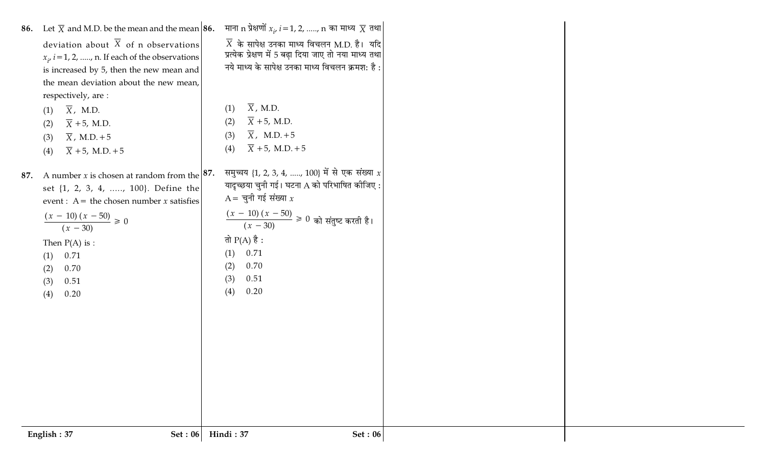**86.** Let $\overline{X}$ and M.D. be the mean and the mean deviation about $\overline{X}$ of n observations $x_i$, $i = 1, 2, \ldots, n$. If each of the observations is increased by 5, then the new mean and the mean deviation about the new mean, respectively, are :

(1) $\overline{X}$, M.D.

(2) $\overline{X} + 5$, M.D.

(3) $\overline{X}$, M.D. + 5

(4) $\overline{X} + 5$, M.D. + 5

**87.** A number $x$ is chosen at random from the set {1, 2, 3, 4, ....., 100}. Define the event : A = the chosen number $x$ satisfies $\dfrac{(x-10)(x-50)}{(x-30)} \geqslant 0$

Then P(A) is :

(1) 0.71

(2) 0.70

(3) 0.51

(4) 0.20

**86.** माना n प्रेक्षणों $x_i$, $i = 1, 2, \ldots, n$ का माध्य $\overline{X}$ तथा $\overline{X}$ के सापेक्ष उनका माध्य विचलन M.D. है। यदि प्रत्येक प्रेक्षण में 5 बढ़ा दिया जाए तो नया माध्य तथा नये माध्य के सापेक्ष उनका माध्य विचलन क्रमशः है :

(1) $\overline{X}$, M.D.

(2) $\overline{X} + 5$, M.D.

(3) $\overline{X}$, M.D. + 5

(4) $\overline{X} + 5$, M.D. + 5

**87.** समुच्चय {1, 2, 3, 4, ....., 100} में से एक संख्या $x$ यादृच्छया चुनी गई। घटना A को परिभाषित कीजिए : A = चुनी गई संख्या $x$ $\dfrac{(x-10)(x-50)}{(x-30)} \geqslant 0$ को संतुष्ट करती है।

तो P(A) है :

(1) 0.71

(2) 0.70

(3) 0.51

(4) 0.20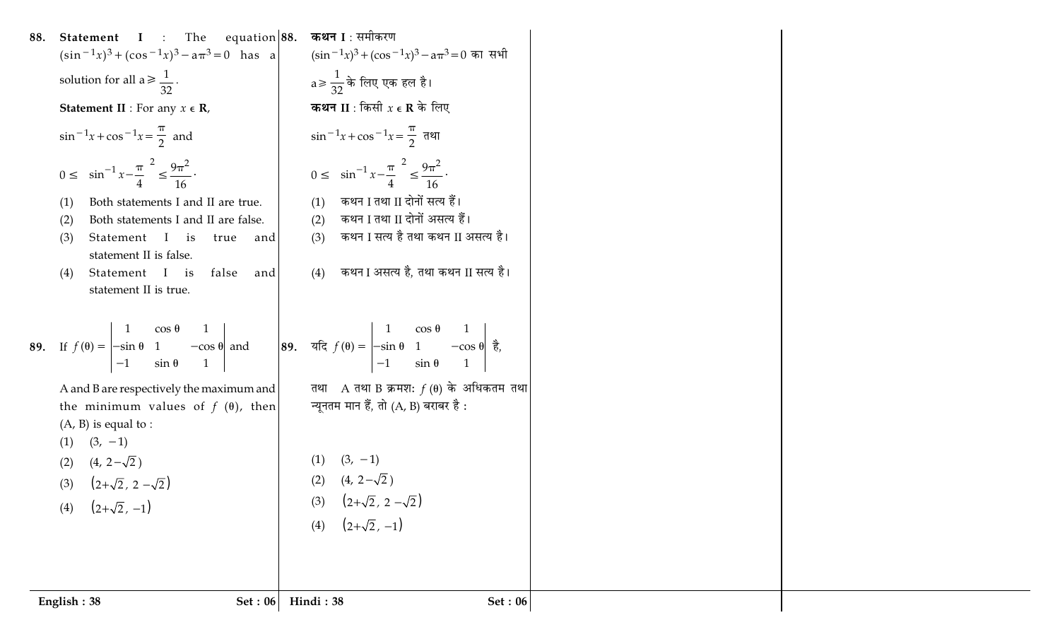**88.** **Statement I** : The equation $(\sin^{-1}x)^3 + (\cos^{-1}x)^3 - a\pi^3 = 0$ has a solution for all $a \geq \frac{1}{32}$.

**Statement II** : For any $x \in \mathbf{R}$,

$\sin^{-1}x + \cos^{-1}x = \frac{\pi}{2}$ and

$0 \leq \left(\sin^{-1}x - \frac{\pi}{4}\right)^2 \leq \frac{9\pi^2}{16}$.

(1) Both statements I and II are true.

(2) Both statements I and II are false.

(3) Statement I is true and statement II is false.

(4) Statement I is false and statement II is true.

**89.** If $f(\theta) = \begin{vmatrix} 1 & \cos\theta & 1 \\ -\sin\theta & 1 & -\cos\theta \\ -1 & \sin\theta & 1 \end{vmatrix}$ and

A and B are respectively the maximum and the minimum values of $f(\theta)$, then (A, B) is equal to :

(1) $(3, -1)$

(2) $(4, 2-\sqrt{2})$

(3) $(2+\sqrt{2}, 2-\sqrt{2})$

(4) $(2+\sqrt{2}, -1)$

**88.** **कथन I** : समीकरण $(\sin^{-1}x)^3 + (\cos^{-1}x)^3 - a\pi^3 = 0$ का सभी $a \geq \frac{1}{32}$ के लिए एक हल है।

**कथन II** : किसी $x \in \mathbf{R}$ के लिए

$\sin^{-1}x + \cos^{-1}x = \frac{\pi}{2}$ तथा

$0 \leq \left(\sin^{-1}x - \frac{\pi}{4}\right)^2 \leq \frac{9\pi^2}{16}$.

(1) कथन I तथा II दोनों सत्य हैं।

(2) कथन I तथा II दोनों असत्य हैं।

(3) कथन I सत्य है तथा कथन II असत्य है।

(4) कथन I असत्य है, तथा कथन II सत्य है।

**89.** यदि $f(\theta) = \begin{vmatrix} 1 & \cos\theta & 1 \\ -\sin\theta & 1 & -\cos\theta \\ -1 & \sin\theta & 1 \end{vmatrix}$ है,

तथा A तथा B क्रमश: $f(\theta)$ के अधिकतम तथा न्यूनतम मान हैं, तो (A, B) बराबर है :

(1) $(3, -1)$

(2) $(4, 2-\sqrt{2})$

(3) $(2+\sqrt{2}, 2-\sqrt{2})$

(4) $(2+\sqrt{2}, -1)$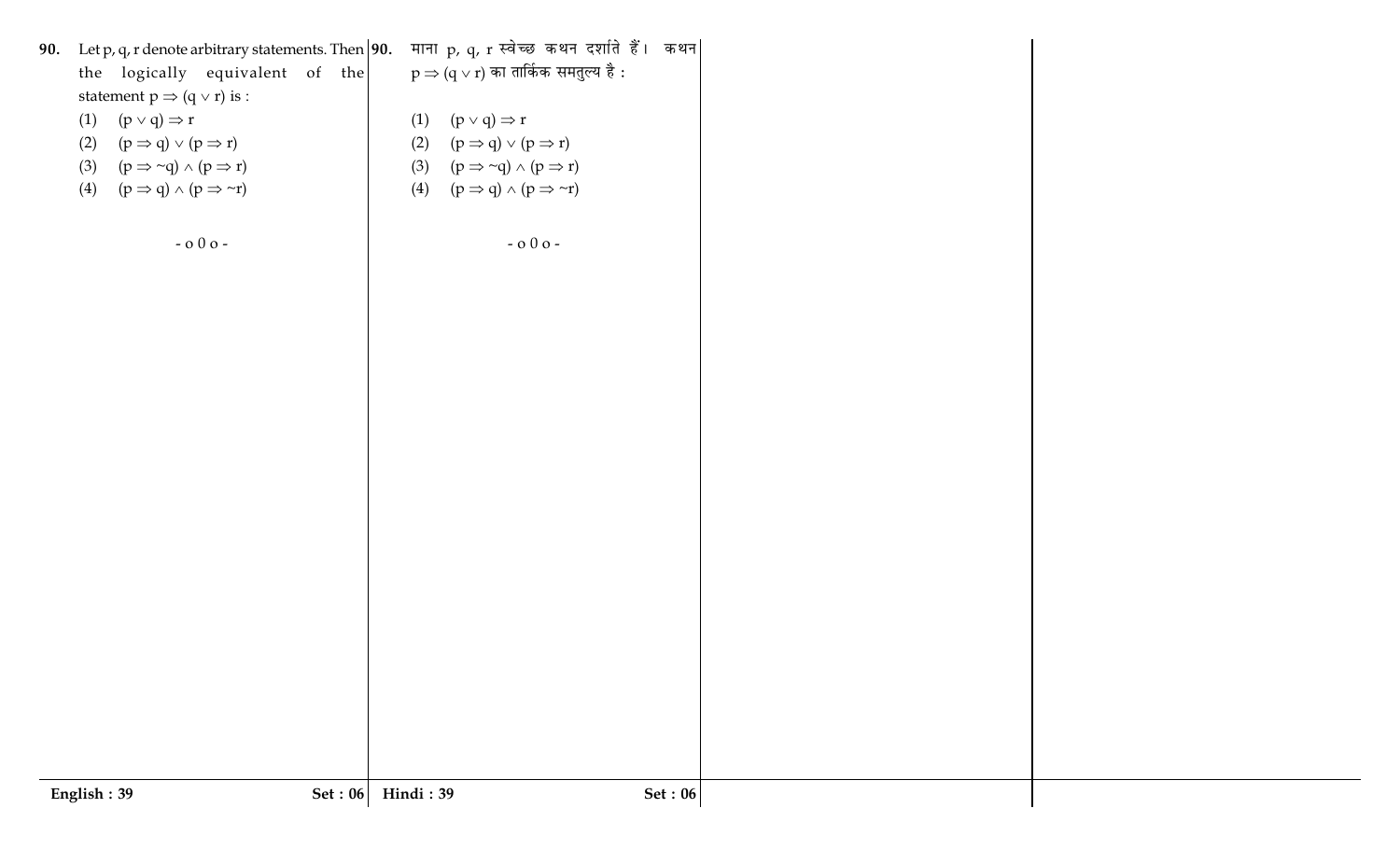90. Let p, q, r denote arbitrary statements. Then the logically equivalent of the statement $p \Rightarrow (q \vee r)$ is :

(1) $(p \vee q) \Rightarrow r$

(2) $(p \Rightarrow q) \vee (p \Rightarrow r)$

(3) $(p \Rightarrow \sim q) \wedge (p \Rightarrow r)$

(4) $(p \Rightarrow q) \wedge (p \Rightarrow \sim r)$

- o 0 o -

90. माना p, q, r स्वेच्छ कथन दर्शाते हैं। कथन $p \Rightarrow (q \vee r)$ का तार्किक समतुल्य है :

(1) $(p \vee q) \Rightarrow r$

(2) $(p \Rightarrow q) \vee (p \Rightarrow r)$

(3) $(p \Rightarrow \sim q) \wedge (p \Rightarrow r)$

(4) $(p \Rightarrow q) \wedge (p \Rightarrow \sim r)$

- o 0 o -